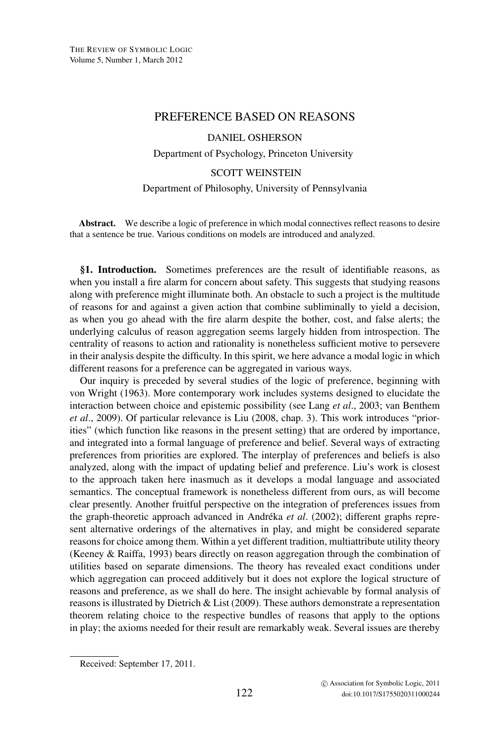# PREFERENCE BASED ON REASONS

DANIEL OSHERSON

Department of Psychology, Princeton University

SCOTT WEINSTEIN

Department of Philosophy, University of Pennsylvania

**Abstract.** We describe a logic of preference in which modal connectives reflect reasons to desire that a sentence be true. Various conditions on models are introduced and analyzed.

## §1. Introduction.

Sometimes preferences are the result of identifiable reasons, as when you install a fire alarm for concern about safety. This suggests that studying reasons along with preference might illuminate both. An obstacle to such a project is the multitude of reasons for and against a given action that combine subliminally to yield a decision, as when you go ahead with the fire alarm despite the bother, cost, and false alerts; the underlying calculus of reason aggregation seems largely hidden from introspection. The centrality of reasons to action and rationality is nonetheless sufficient motive to persevere in their analysis despite the difficulty. In this spirit, we here advance a modal logic in which different reasons for a preference can be aggregated in various ways.

Our inquiry is preceded by several studies of the logic of preference, beginning with von Wright (1963). More contemporary work includes systems designed to elucidate the interaction between choice and epistemic possibility (see Lang *et al*., 2003; van Benthem *et al*., 2009). Of particular relevance is Liu (2008, chap. 3). This work introduces "priorities" (which function like reasons in the present setting) that are ordered by importance, and integrated into a formal language of preference and belief. Several ways of extracting preferences from priorities are explored. The interplay of preferences and beliefs is also analyzed, along with the impact of updating belief and preference. Liu's work is closest to the approach taken here inasmuch as it develops a modal language and associated semantics. The conceptual framework is nonetheless different from ours, as will become clear presently. Another fruitful perspective on the integration of preferences issues from the graph-theoretic approach advanced in Andréka *et al*. (2002); different graphs represent alternative orderings of the alternatives in play, and might be considered separate reasons for choice among them. Within a yet different tradition, multiattribute utility theory (Keeney & Raiffa, 1993) bears directly on reason aggregation through the combination of utilities based on separate dimensions. The theory has revealed exact conditions under which aggregation can proceed additively but it does not explore the logical structure of reasons and preference, as we shall do here. The insight achievable by formal analysis of reasons is illustrated by Dietrich & List (2009). These authors demonstrate a representation theorem relating choice to the respective bundles of reasons that apply to the options in play; the axioms needed for their result are remarkably weak. Several issues are thereby

Received: September 17, 2011.

© Association for Symbolic Logic, 2011
doi:10.1017/S1755020311000244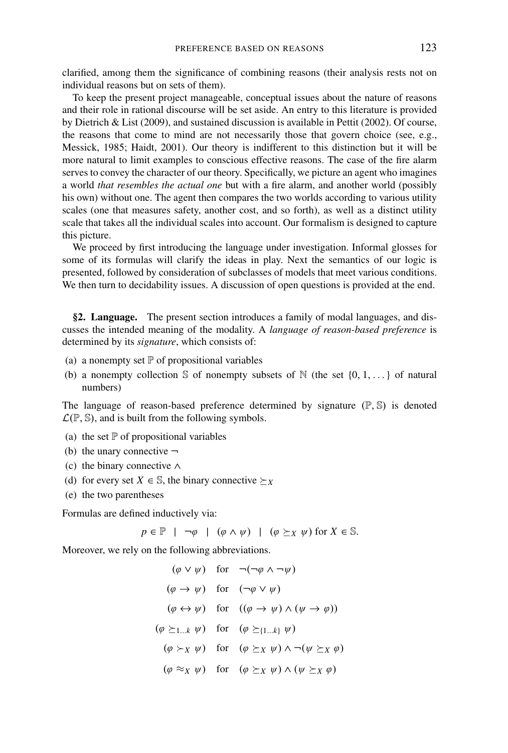clarified, among them the significance of combining reasons (their analysis rests not on individual reasons but on sets of them).

To keep the present project manageable, conceptual issues about the nature of reasons and their role in rational discourse will be set aside. An entry to this literature is provided by Dietrich & List (2009), and sustained discussion is available in Pettit (2002). Of course, the reasons that come to mind are not necessarily those that govern choice (see, e.g., Messick, 1985; Haidt, 2001). Our theory is indifferent to this distinction but it will be more natural to limit examples to conscious effective reasons. The case of the fire alarm serves to convey the character of our theory. Specifically, we picture an agent who imagines a world *that resembles the actual one* but with a fire alarm, and another world (possibly his own) without one. The agent then compares the two worlds according to various utility scales (one that measures safety, another cost, and so forth), as well as a distinct utility scale that takes all the individual scales into account. Our formalism is designed to capture this picture.

We proceed by first introducing the language under investigation. Informal glosses for some of its formulas will clarify the ideas in play. Next the semantics of our logic is presented, followed by consideration of subclasses of models that meet various conditions. We then turn to decidability issues. A discussion of open questions is provided at the end.

## §2. Language.

The present section introduces a family of modal languages, and discusses the intended meaning of the modality. A *language of reason-based preference* is determined by its *signature*, which consists of:

(a) a nonempty set $\mathbb{P}$ of propositional variables
(b) a nonempty collection $\mathbb{S}$ of nonempty subsets of $\mathbb{N}$ (the set $\{0, 1, \dots\}$ of natural numbers)

The language of reason-based preference determined by signature $(\mathbb{P}, \mathbb{S})$ is denoted $\mathcal{L}(\mathbb{P}, \mathbb{S})$, and is built from the following symbols.

(a) the set $\mathbb{P}$ of propositional variables
(b) the unary connective $\neg$
(c) the binary connective $\wedge$
(d) for every set $X \in \mathbb{S}$, the binary connective $\succeq_X$
(e) the two parentheses

Formulas are defined inductively via:

$$p \in \mathbb{P} \quad | \quad \neg\varphi \quad | \quad (\varphi \wedge \psi) \quad | \quad (\varphi \succeq_X \psi) \text{ for } X \in \mathbb{S}.$$

Moreover, we rely on the following abbreviations.

$$
\begin{array}{rll}
(\varphi \vee \psi) & \text{for} & \neg(\neg\varphi \wedge \neg\psi) \\
(\varphi \to \psi) & \text{for} & (\neg\varphi \vee \psi) \\
(\varphi \leftrightarrow \psi) & \text{for} & ((\varphi \to \psi) \wedge (\psi \to \varphi)) \\
(\varphi \succeq_{1\dots k} \psi) & \text{for} & (\varphi \succeq_{\{1\dots k\}} \psi) \\
(\varphi \succ_X \psi) & \text{for} & (\varphi \succeq_X \psi) \wedge \neg(\psi \succeq_X \varphi) \\
(\varphi \approx_X \psi) & \text{for} & (\varphi \succeq_X \psi) \wedge (\psi \succeq_X \varphi)
\end{array}
$$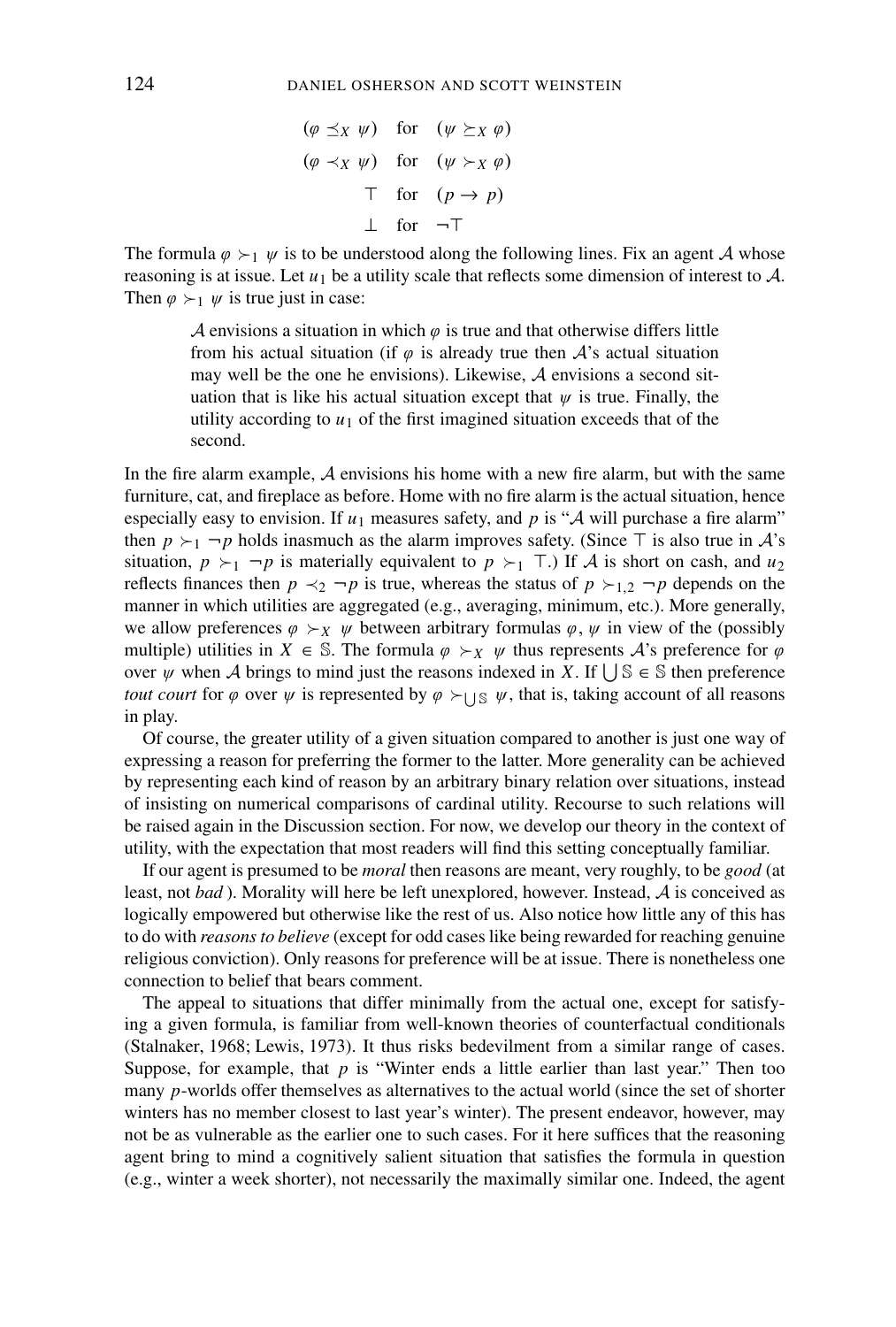$$(\varphi \preceq_X \psi) \quad \text{for} \quad (\psi \succeq_X \varphi)$$

$$(\varphi \prec_X \psi) \quad \text{for} \quad (\psi \succ_X \varphi)$$

$$\top \quad \text{for} \quad (p \rightarrow p)$$

$$\bot \quad \text{for} \quad \neg\top$$

The formula $\varphi \succ_1 \psi$ is to be understood along the following lines. Fix an agent $\mathcal{A}$ whose reasoning is at issue. Let $u_1$ be a utility scale that reflects some dimension of interest to $\mathcal{A}$. Then $\varphi \succ_1 \psi$ is true just in case:

> $\mathcal{A}$ envisions a situation in which $\varphi$ is true and that otherwise differs little from his actual situation (if $\varphi$ is already true then $\mathcal{A}$'s actual situation may well be the one he envisions). Likewise, $\mathcal{A}$ envisions a second situation that is like his actual situation except that $\psi$ is true. Finally, the utility according to $u_1$ of the first imagined situation exceeds that of the second.

In the fire alarm example, $\mathcal{A}$ envisions his home with a new fire alarm, but with the same furniture, cat, and fireplace as before. Home with no fire alarm is the actual situation, hence especially easy to envision. If $u_1$ measures safety, and $p$ is "$\mathcal{A}$ will purchase a fire alarm" then $p \succ_1 \neg p$ holds inasmuch as the alarm improves safety. (Since $\top$ is also true in $\mathcal{A}$'s situation, $p \succ_1 \neg p$ is materially equivalent to $p \succ_1 \top$.) If $\mathcal{A}$ is short on cash, and $u_2$ reflects finances then $p \prec_2 \neg p$ is true, whereas the status of $p \succ_{1,2} \neg p$ depends on the manner in which utilities are aggregated (e.g., averaging, minimum, etc.). More generally, we allow preferences $\varphi \succ_X \psi$ between arbitrary formulas $\varphi, \psi$ in view of the (possibly multiple) utilities in $X \in \mathbb{S}$. The formula $\varphi \succ_X \psi$ thus represents $\mathcal{A}$'s preference for $\varphi$ over $\psi$ when $\mathcal{A}$ brings to mind just the reasons indexed in $X$. If $\bigcup \mathbb{S} \in \mathbb{S}$ then preference *tout court* for $\varphi$ over $\psi$ is represented by $\varphi \succ_{\bigcup \mathbb{S}} \psi$, that is, taking account of all reasons in play.

Of course, the greater utility of a given situation compared to another is just one way of expressing a reason for preferring the former to the latter. More generality can be achieved by representing each kind of reason by an arbitrary binary relation over situations, instead of insisting on numerical comparisons of cardinal utility. Recourse to such relations will be raised again in the Discussion section. For now, we develop our theory in the context of utility, with the expectation that most readers will find this setting conceptually familiar.

If our agent is presumed to be *moral* then reasons are meant, very roughly, to be *good* (at least, not *bad* ). Morality will here be left unexplored, however. Instead, $\mathcal{A}$ is conceived as logically empowered but otherwise like the rest of us. Also notice how little any of this has to do with *reasons to believe* (except for odd cases like being rewarded for reaching genuine religious conviction). Only reasons for preference will be at issue. There is nonetheless one connection to belief that bears comment.

The appeal to situations that differ minimally from the actual one, except for satisfying a given formula, is familiar from well-known theories of counterfactual conditionals (Stalnaker, 1968; Lewis, 1973). It thus risks bedevilment from a similar range of cases. Suppose, for example, that $p$ is "Winter ends a little earlier than last year." Then too many $p$-worlds offer themselves as alternatives to the actual world (since the set of shorter winters has no member closest to last year's winter). The present endeavor, however, may not be as vulnerable as the earlier one to such cases. For it here suffices that the reasoning agent bring to mind a cognitively salient situation that satisfies the formula in question (e.g., winter a week shorter), not necessarily the maximally similar one. Indeed, the agent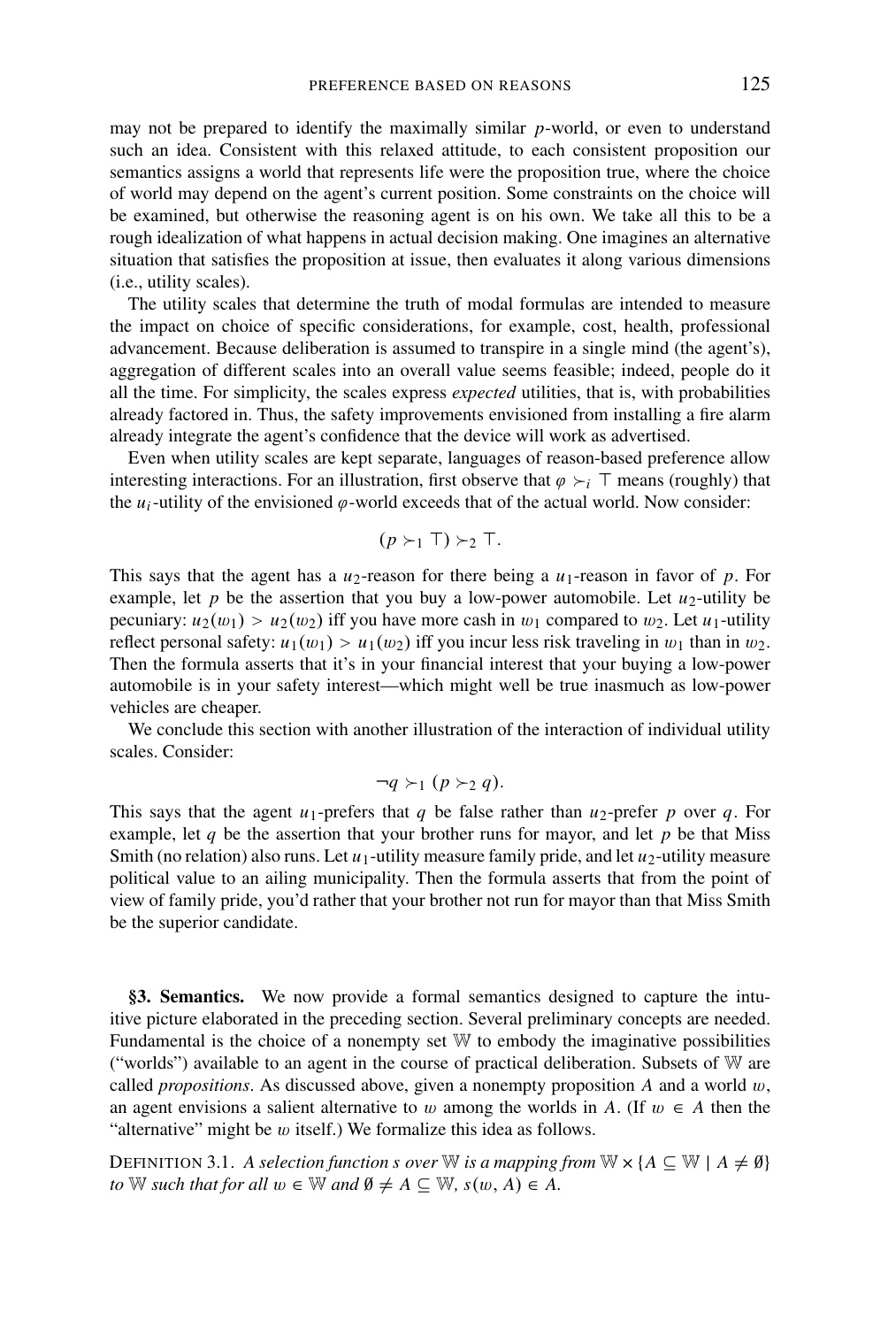may not be prepared to identify the maximally similar $p$-world, or even to understand such an idea. Consistent with this relaxed attitude, to each consistent proposition our semantics assigns a world that represents life were the proposition true, where the choice of world may depend on the agent's current position. Some constraints on the choice will be examined, but otherwise the reasoning agent is on his own. We take all this to be a rough idealization of what happens in actual decision making. One imagines an alternative situation that satisfies the proposition at issue, then evaluates it along various dimensions (i.e., utility scales).

The utility scales that determine the truth of modal formulas are intended to measure the impact on choice of specific considerations, for example, cost, health, professional advancement. Because deliberation is assumed to transpire in a single mind (the agent's), aggregation of different scales into an overall value seems feasible; indeed, people do it all the time. For simplicity, the scales express *expected* utilities, that is, with probabilities already factored in. Thus, the safety improvements envisioned from installing a fire alarm already integrate the agent's confidence that the device will work as advertised.

Even when utility scales are kept separate, languages of reason-based preference allow interesting interactions. For an illustration, first observe that $\varphi \succ_i \top$ means (roughly) that the $u_i$-utility of the envisioned $\varphi$-world exceeds that of the actual world. Now consider:

$$(p \succ_1 \top) \succ_2 \top.$$

This says that the agent has a $u_2$-reason for there being a $u_1$-reason in favor of $p$. For example, let $p$ be the assertion that you buy a low-power automobile. Let $u_2$-utility be pecuniary: $u_2(w_1) > u_2(w_2)$ iff you have more cash in $w_1$ compared to $w_2$. Let $u_1$-utility reflect personal safety: $u_1(w_1) > u_1(w_2)$ iff you incur less risk traveling in $w_1$ than in $w_2$. Then the formula asserts that it's in your financial interest that your buying a low-power automobile is in your safety interest—which might well be true inasmuch as low-power vehicles are cheaper.

We conclude this section with another illustration of the interaction of individual utility scales. Consider:

$$\neg q \succ_1 (p \succ_2 q).$$

This says that the agent $u_1$-prefers that $q$ be false rather than $u_2$-prefer $p$ over $q$. For example, let $q$ be the assertion that your brother runs for mayor, and let $p$ be that Miss Smith (no relation) also runs. Let $u_1$-utility measure family pride, and let $u_2$-utility measure political value to an ailing municipality. Then the formula asserts that from the point of view of family pride, you'd rather that your brother not run for mayor than that Miss Smith be the superior candidate.

## §3. Semantics.

We now provide a formal semantics designed to capture the intuitive picture elaborated in the preceding section. Several preliminary concepts are needed. Fundamental is the choice of a nonempty set $\mathbb{W}$ to embody the imaginative possibilities ("worlds") available to an agent in the course of practical deliberation. Subsets of $\mathbb{W}$ are called *propositions*. As discussed above, given a nonempty proposition $A$ and a world $w$, an agent envisions a salient alternative to $w$ among the worlds in $A$. (If $w \in A$ then the "alternative" might be $w$ itself.) We formalize this idea as follows.

DEFINITION 3.1. *A selection function $s$ over $\mathbb{W}$ is a mapping from $\mathbb{W} \times \{A \subseteq \mathbb{W} \mid A \neq \emptyset\}$ to $\mathbb{W}$ such that for all $w \in \mathbb{W}$ and $\emptyset \neq A \subseteq \mathbb{W}$, $s(w, A) \in A$.*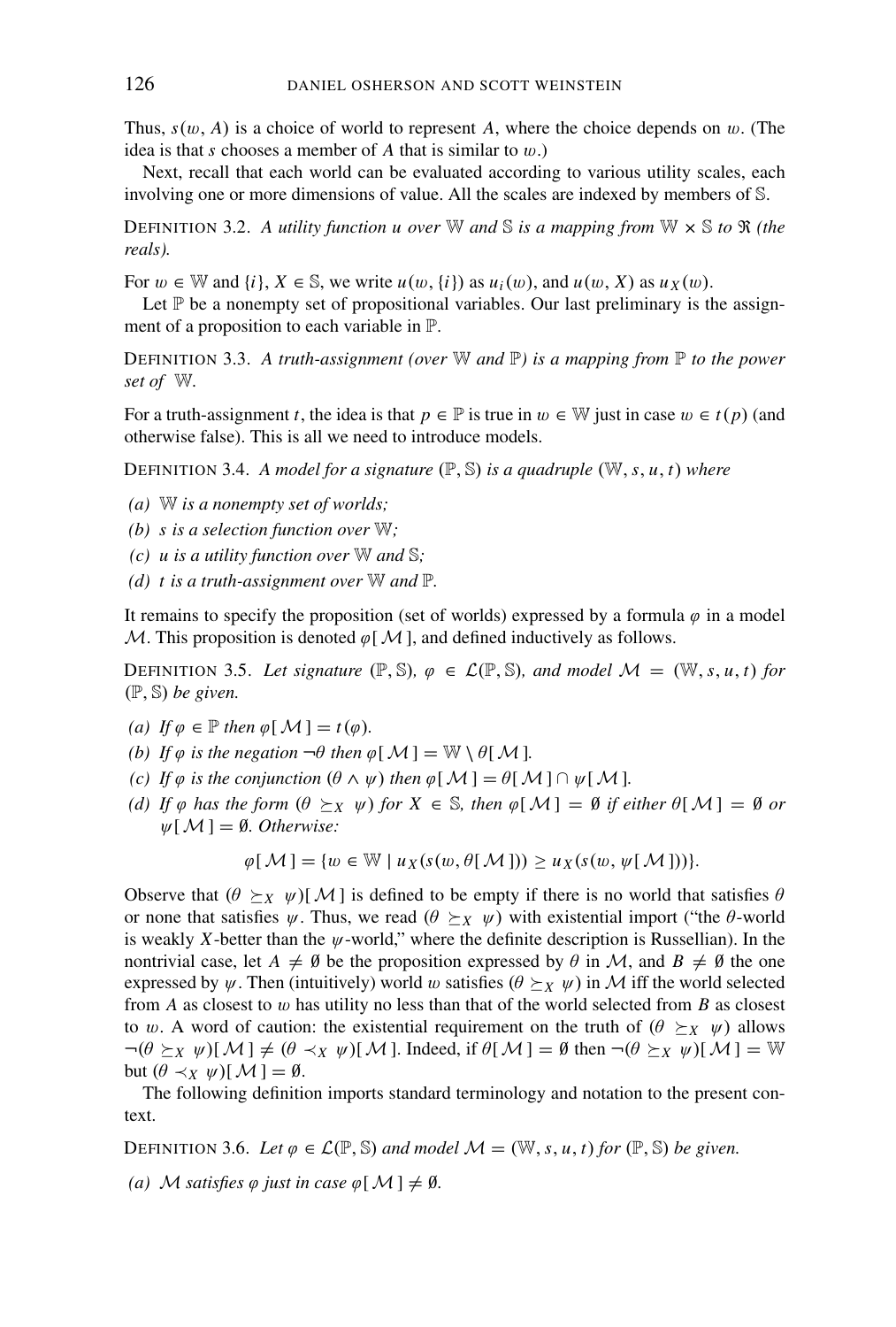Thus, $s(w, A)$ is a choice of world to represent $A$, where the choice depends on $w$. (The idea is that $s$ chooses a member of $A$ that is similar to $w$.)

Next, recall that each world can be evaluated according to various utility scales, each involving one or more dimensions of value. All the scales are indexed by members of $\mathbb{S}$.

DEFINITION 3.2. *A utility function $u$ over $\mathbb{W}$ and $\mathbb{S}$ is a mapping from $\mathbb{W} \times \mathbb{S}$ to $\Re$ (the reals).*

For $w \in \mathbb{W}$ and $\{i\}, X \in \mathbb{S}$, we write $u(w, \{i\})$ as $u_i(w)$, and $u(w, X)$ as $u_X(w)$.

Let $\mathbb{P}$ be a nonempty set of propositional variables. Our last preliminary is the assignment of a proposition to each variable in $\mathbb{P}$.

DEFINITION 3.3. *A truth-assignment (over $\mathbb{W}$ and $\mathbb{P}$) is a mapping from $\mathbb{P}$ to the power set of $\mathbb{W}$.*

For a truth-assignment $t$, the idea is that $p \in \mathbb{P}$ is true in $w \in \mathbb{W}$ just in case $w \in t(p)$ (and otherwise false). This is all we need to introduce models.

DEFINITION 3.4. *A model for a signature $(\mathbb{P}, \mathbb{S})$ is a quadruple $(\mathbb{W}, s, u, t)$ where*

*(a) $\mathbb{W}$ is a nonempty set of worlds;*
*(b) $s$ is a selection function over $\mathbb{W}$;*
*(c) $u$ is a utility function over $\mathbb{W}$ and $\mathbb{S}$;*
*(d) $t$ is a truth-assignment over $\mathbb{W}$ and $\mathbb{P}$.*

It remains to specify the proposition (set of worlds) expressed by a formula $\varphi$ in a model $\mathcal{M}$. This proposition is denoted $\varphi[\mathcal{M}]$, and defined inductively as follows.

DEFINITION 3.5. *Let signature $(\mathbb{P}, \mathbb{S})$, $\varphi \in \mathcal{L}(\mathbb{P}, \mathbb{S})$, and model $\mathcal{M} = (\mathbb{W}, s, u, t)$ for $(\mathbb{P}, \mathbb{S})$ be given.*

*(a) If $\varphi \in \mathbb{P}$ then $\varphi[\mathcal{M}] = t(\varphi)$.*
*(b) If $\varphi$ is the negation $\neg\theta$ then $\varphi[\mathcal{M}] = \mathbb{W} \setminus \theta[\mathcal{M}]$.*
*(c) If $\varphi$ is the conjunction $(\theta \wedge \psi)$ then $\varphi[\mathcal{M}] = \theta[\mathcal{M}] \cap \psi[\mathcal{M}]$.*
*(d) If $\varphi$ has the form $(\theta \succeq_X \psi)$ for $X \in \mathbb{S}$, then $\varphi[\mathcal{M}] = \emptyset$ if either $\theta[\mathcal{M}] = \emptyset$ or $\psi[\mathcal{M}] = \emptyset$. Otherwise:*

$$\varphi[\mathcal{M}] = \{w \in \mathbb{W} \mid u_X(s(w, \theta[\mathcal{M}])) \geq u_X(s(w, \psi[\mathcal{M}]))\}.$$

Observe that $(\theta \succeq_X \psi)[\mathcal{M}]$ is defined to be empty if there is no world that satisfies $\theta$ or none that satisfies $\psi$. Thus, we read $(\theta \succeq_X \psi)$ with existential import ("the $\theta$-world is weakly $X$-better than the $\psi$-world," where the definite description is Russellian). In the nontrivial case, let $A \neq \emptyset$ be the proposition expressed by $\theta$ in $\mathcal{M}$, and $B \neq \emptyset$ the one expressed by $\psi$. Then (intuitively) world $w$ satisfies $(\theta \succeq_X \psi)$ in $\mathcal{M}$ iff the world selected from $A$ as closest to $w$ has utility no less than that of the world selected from $B$ as closest to $w$. A word of caution: the existential requirement on the truth of $(\theta \succeq_X \psi)$ allows $\neg(\theta \succeq_X \psi)[\mathcal{M}] \neq (\theta \prec_X \psi)[\mathcal{M}]$. Indeed, if $\theta[\mathcal{M}] = \emptyset$ then $\neg(\theta \succeq_X \psi)[\mathcal{M}] = \mathbb{W}$ but $(\theta \prec_X \psi)[\mathcal{M}] = \emptyset$.

The following definition imports standard terminology and notation to the present context.

DEFINITION 3.6. *Let $\varphi \in \mathcal{L}(\mathbb{P}, \mathbb{S})$ and model $\mathcal{M} = (\mathbb{W}, s, u, t)$ for $(\mathbb{P}, \mathbb{S})$ be given.*

*(a) $\mathcal{M}$ satisfies $\varphi$ just in case $\varphi[\mathcal{M}] \neq \emptyset$.*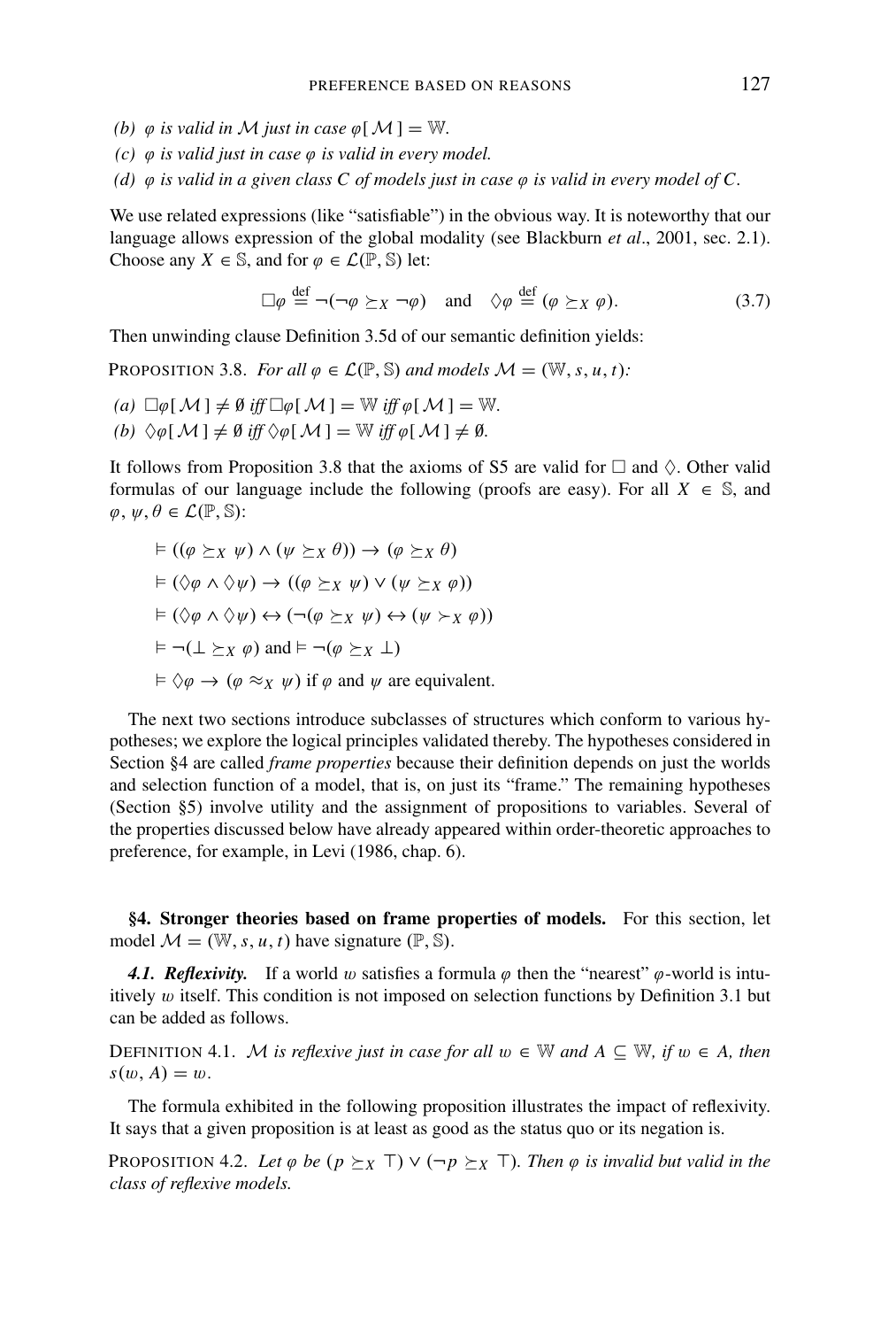(b) $\varphi$ *is valid in* $\mathcal{M}$ *just in case* $\varphi[\mathcal{M}] = \mathbb{W}$.

(c) $\varphi$ *is valid just in case* $\varphi$ *is valid in every model.*

(d) $\varphi$ *is valid in a given class* $C$ *of models just in case* $\varphi$ *is valid in every model of* $C$.

We use related expressions (like "satisfiable") in the obvious way. It is noteworthy that our language allows expression of the global modality (see Blackburn *et al.*, 2001, sec. 2.1). Choose any $X \in \mathbb{S}$, and for $\varphi \in \mathcal{L}(\mathbb{P}, \mathbb{S})$ let:

$$\Box\varphi \stackrel{\text{def}}{=} \neg(\neg\varphi \succeq_X \neg\varphi) \quad \text{and} \quad \Diamond\varphi \stackrel{\text{def}}{=} (\varphi \succeq_X \varphi). \tag{3.7}$$

Then unwinding clause Definition 3.5d of our semantic definition yields:

PROPOSITION 3.8. *For all* $\varphi \in \mathcal{L}(\mathbb{P}, \mathbb{S})$ *and models* $\mathcal{M} = (\mathbb{W}, s, u, t)$*:*

(a) $\Box\varphi[\mathcal{M}] \neq \emptyset$ *iff* $\Box\varphi[\mathcal{M}] = \mathbb{W}$ *iff* $\varphi[\mathcal{M}] = \mathbb{W}$.

(b) $\Diamond\varphi[\mathcal{M}] \neq \emptyset$ *iff* $\Diamond\varphi[\mathcal{M}] = \mathbb{W}$ *iff* $\varphi[\mathcal{M}] \neq \emptyset$.

It follows from Proposition 3.8 that the axioms of S5 are valid for $\Box$ and $\Diamond$. Other valid formulas of our language include the following (proofs are easy). For all $X \in \mathbb{S}$, and $\varphi, \psi, \theta \in \mathcal{L}(\mathbb{P}, \mathbb{S})$:

$\vDash ((\varphi \succeq_X \psi) \wedge (\psi \succeq_X \theta)) \rightarrow (\varphi \succeq_X \theta)$

$\vDash (\Diamond\varphi \wedge \Diamond\psi) \rightarrow ((\varphi \succeq_X \psi) \vee (\psi \succeq_X \varphi))$

$\vDash (\Diamond\varphi \wedge \Diamond\psi) \leftrightarrow (\neg(\varphi \succeq_X \psi) \leftrightarrow (\psi \succ_X \varphi))$

$\vDash \neg(\bot \succeq_X \varphi)$ and $\vDash \neg(\varphi \succeq_X \bot)$

$\vDash \Diamond\varphi \rightarrow (\varphi \approx_X \psi)$ if $\varphi$ and $\psi$ are equivalent.

The next two sections introduce subclasses of structures which conform to various hypotheses; we explore the logical principles validated thereby. The hypotheses considered in Section §4 are called *frame properties* because their definition depends on just the worlds and selection function of a model, that is, on just its "frame." The remaining hypotheses (Section §5) involve utility and the assignment of propositions to variables. Several of the properties discussed below have already appeared within order-theoretic approaches to preference, for example, in Levi (1986, chap. 6).

## §4. Stronger theories based on frame properties of models.

For this section, let model $\mathcal{M} = (\mathbb{W}, s, u, t)$ have signature $(\mathbb{P}, \mathbb{S})$.

***4.1. Reflexivity.*** If a world $w$ satisfies a formula $\varphi$ then the "nearest" $\varphi$-world is intuitively $w$ itself. This condition is not imposed on selection functions by Definition 3.1 but can be added as follows.

DEFINITION 4.1. $\mathcal{M}$ *is reflexive just in case for all* $w \in \mathbb{W}$ *and* $A \subseteq \mathbb{W}$*, if* $w \in A$*, then* $s(w, A) = w$.

The formula exhibited in the following proposition illustrates the impact of reflexivity. It says that a given proposition is at least as good as the status quo or its negation is.

PROPOSITION 4.2. *Let* $\varphi$ *be* $(p \succeq_X \top) \vee (\neg p \succeq_X \top)$*. Then* $\varphi$ *is invalid but valid in the class of reflexive models.*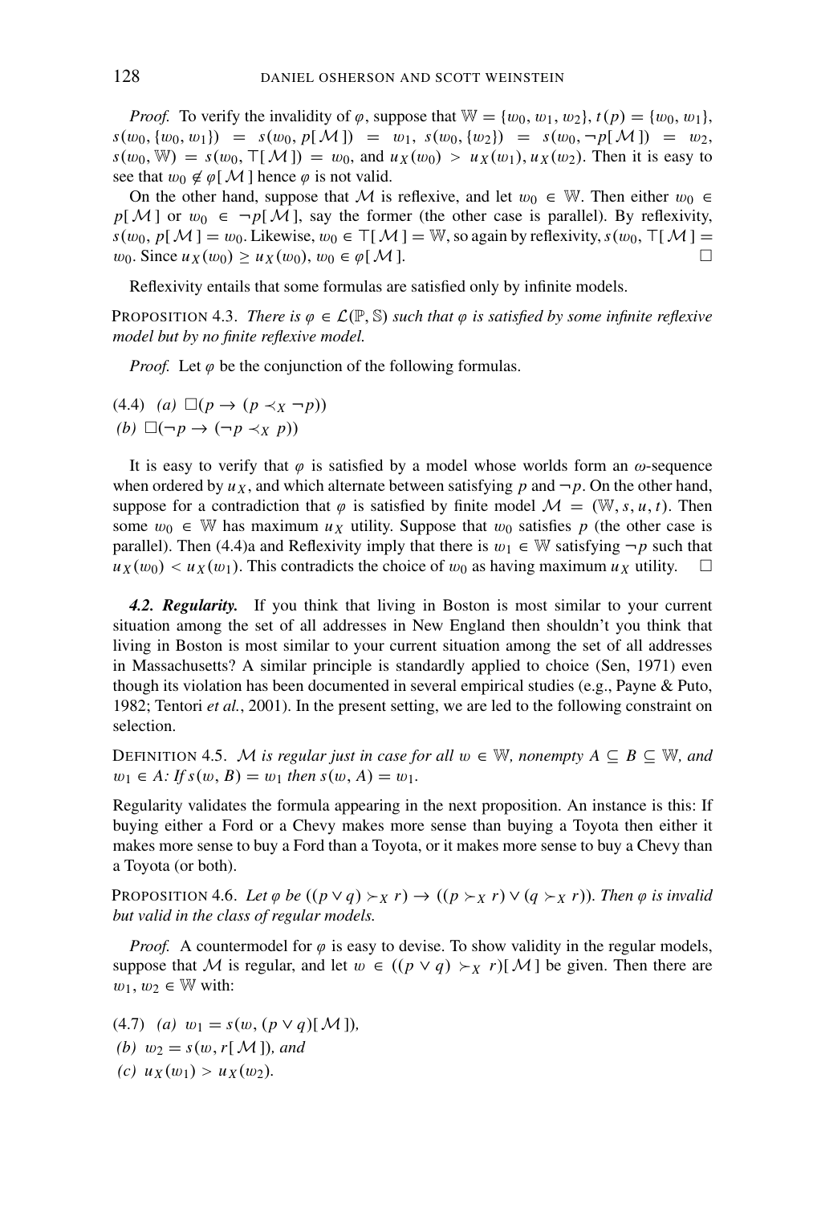*Proof.* To verify the invalidity of $\varphi$, suppose that $\mathbb{W} = \{w_0, w_1, w_2\}$, $t(p) = \{w_0, w_1\}$, $s(w_0, \{w_0, w_1\}) = s(w_0, p[\mathcal{M}]) = w_1$, $s(w_0, \{w_2\}) = s(w_0, \neg p[\mathcal{M}]) = w_2$, $s(w_0, \mathbb{W}) = s(w_0, \top[\mathcal{M}]) = w_0$, and $u_X(w_0) > u_X(w_1), u_X(w_2)$. Then it is easy to see that $w_0 \notin \varphi[\mathcal{M}]$ hence $\varphi$ is not valid.

On the other hand, suppose that $\mathcal{M}$ is reflexive, and let $w_0 \in \mathbb{W}$. Then either $w_0 \in p[\mathcal{M}]$ or $w_0 \in \neg p[\mathcal{M}]$, say the former (the other case is parallel). By reflexivity, $s(w_0, p[\mathcal{M}] = w_0$. Likewise, $w_0 \in \top[\mathcal{M}] = \mathbb{W}$, so again by reflexivity, $s(w_0, \top[\mathcal{M}] = w_0$. Since $u_X(w_0) \geq u_X(w_0)$, $w_0 \in \varphi[\mathcal{M}]$. □

Reflexivity entails that some formulas are satisfied only by infinite models.

PROPOSITION 4.3. *There is $\varphi \in \mathcal{L}(\mathbb{P}, \mathbb{S})$ such that $\varphi$ is satisfied by some infinite reflexive model but by no finite reflexive model.*

*Proof.* Let $\varphi$ be the conjunction of the following formulas.

(4.4) *(a)* $\Box(p \to (p \prec_X \neg p))$
*(b)* $\Box(\neg p \to (\neg p \prec_X p))$

It is easy to verify that $\varphi$ is satisfied by a model whose worlds form an $\omega$-sequence when ordered by $u_X$, and which alternate between satisfying $p$ and $\neg p$. On the other hand, suppose for a contradiction that $\varphi$ is satisfied by finite model $\mathcal{M} = (\mathbb{W}, s, u, t)$. Then some $w_0 \in \mathbb{W}$ has maximum $u_X$ utility. Suppose that $w_0$ satisfies $p$ (the other case is parallel). Then (4.4)a and Reflexivity imply that there is $w_1 \in \mathbb{W}$ satisfying $\neg p$ such that $u_X(w_0) < u_X(w_1)$. This contradicts the choice of $w_0$ as having maximum $u_X$ utility. □

***4.2. Regularity.*** If you think that living in Boston is most similar to your current situation among the set of all addresses in New England then shouldn't you think that living in Boston is most similar to your current situation among the set of all addresses in Massachusetts? A similar principle is standardly applied to choice (Sen, 1971) even though its violation has been documented in several empirical studies (e.g., Payne & Puto, 1982; Tentori *et al.*, 2001). In the present setting, we are led to the following constraint on selection.

DEFINITION 4.5. *$\mathcal{M}$ is regular just in case for all $w \in \mathbb{W}$, nonempty $A \subseteq B \subseteq \mathbb{W}$, and $w_1 \in A$: If $s(w, B) = w_1$ then $s(w, A) = w_1$.*

Regularity validates the formula appearing in the next proposition. An instance is this: If buying either a Ford or a Chevy makes more sense than buying a Toyota then either it makes more sense to buy a Ford than a Toyota, or it makes more sense to buy a Chevy than a Toyota (or both).

PROPOSITION 4.6. *Let $\varphi$ be $((p \vee q) \succ_X r) \to ((p \succ_X r) \vee (q \succ_X r))$. Then $\varphi$ is invalid but valid in the class of regular models.*

*Proof.* A countermodel for $\varphi$ is easy to devise. To show validity in the regular models, suppose that $\mathcal{M}$ is regular, and let $w \in ((p \vee q) \succ_X r)[\mathcal{M}]$ be given. Then there are $w_1, w_2 \in \mathbb{W}$ with:

(4.7) *(a)* $w_1 = s(w, (p \vee q)[\mathcal{M}])$,
*(b)* $w_2 = s(w, r[\mathcal{M}])$, *and*
*(c)* $u_X(w_1) > u_X(w_2)$.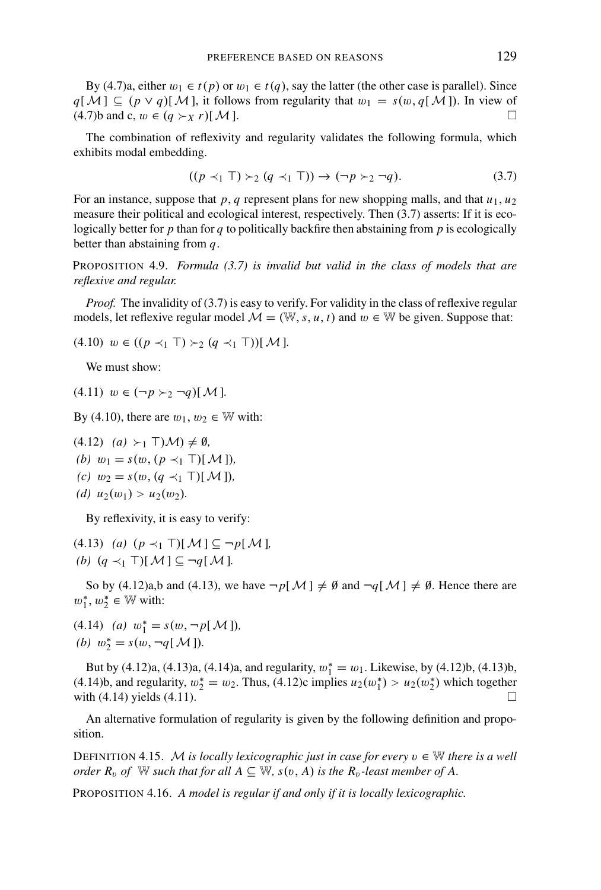By (4.7)a, either $w_1 \in t(p)$ or $w_1 \in t(q)$, say the latter (the other case is parallel). Since $q[\mathcal{M}] \subseteq (p \vee q)[\mathcal{M}]$, it follows from regularity that $w_1 = s(w, q[\mathcal{M}])$. In view of (4.7)b and c, $w \in (q \succ_X r)[\mathcal{M}]$. □

The combination of reflexivity and regularity validates the following formula, which exhibits modal embedding.

$$((p \prec_1 \top) \succ_2 (q \prec_1 \top)) \rightarrow (\neg p \succ_2 \neg q). \tag{3.7}$$

For an instance, suppose that $p, q$ represent plans for new shopping malls, and that $u_1, u_2$ measure their political and ecological interest, respectively. Then (3.7) asserts: If it is ecologically better for $p$ than for $q$ to politically backfire then abstaining from $p$ is ecologically better than abstaining from $q$.

PROPOSITION 4.9. *Formula (3.7) is invalid but valid in the class of models that are reflexive and regular.*

*Proof.* The invalidity of (3.7) is easy to verify. For validity in the class of reflexive regular models, let reflexive regular model $\mathcal{M} = (\mathbb{W}, s, u, t)$ and $w \in \mathbb{W}$ be given. Suppose that:

(4.10) $w \in ((p \prec_1 \top) \succ_2 (q \prec_1 \top))[\mathcal{M}]$.

We must show:

(4.11) $w \in (\neg p \succ_2 \neg q)[\mathcal{M}]$.

By (4.10), there are $w_1, w_2 \in \mathbb{W}$ with:

(4.12) *(a)* $\succ_1 \top)\mathcal{M}) \neq \emptyset$,
*(b)* $w_1 = s(w, (p \prec_1 \top)[\mathcal{M}])$,
*(c)* $w_2 = s(w, (q \prec_1 \top)[\mathcal{M}])$,
*(d)* $u_2(w_1) > u_2(w_2)$.

By reflexivity, it is easy to verify:

(4.13) *(a)* $(p \prec_1 \top)[\mathcal{M}] \subseteq \neg p[\mathcal{M}]$,
*(b)* $(q \prec_1 \top)[\mathcal{M}] \subseteq \neg q[\mathcal{M}]$.

So by (4.12)a,b and (4.13), we have $\neg p[\mathcal{M}] \neq \emptyset$ and $\neg q[\mathcal{M}] \neq \emptyset$. Hence there are $w_1^*, w_2^* \in \mathbb{W}$ with:

(4.14) *(a)* $w_1^* = s(w, \neg p[\mathcal{M}])$,
*(b)* $w_2^* = s(w, \neg q[\mathcal{M}])$.

But by (4.12)a, (4.13)a, (4.14)a, and regularity, $w_1^* = w_1$. Likewise, by (4.12)b, (4.13)b, (4.14)b, and regularity, $w_2^* = w_2$. Thus, (4.12)c implies $u_2(w_1^*) > u_2(w_2^*)$ which together with (4.14) yields (4.11). □

An alternative formulation of regularity is given by the following definition and proposition.

DEFINITION 4.15. *$\mathcal{M}$ is locally lexicographic just in case for every $v \in \mathbb{W}$ there is a well order $R_v$ of $\mathbb{W}$ such that for all $A \subseteq \mathbb{W}$, $s(v, A)$ is the $R_v$-least member of $A$.*

PROPOSITION 4.16. *A model is regular if and only if it is locally lexicographic.*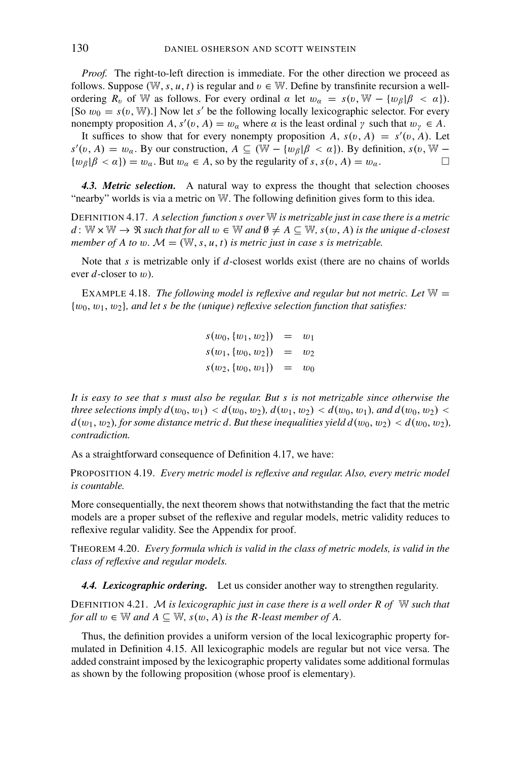*Proof.* The right-to-left direction is immediate. For the other direction we proceed as follows. Suppose $(\mathbb{W}, s, u, t)$ is regular and $v \in \mathbb{W}$. Define by transfinite recursion a well-ordering $R_v$ of $\mathbb{W}$ as follows. For every ordinal $\alpha$ let $w_\alpha = s(v, \mathbb{W} - \{w_\beta | \beta < \alpha\})$. [So $w_0 = s(v, \mathbb{W})$.] Now let $s'$ be the following locally lexicographic selector. For every nonempty proposition $A$, $s'(v, A) = w_\alpha$ where $\alpha$ is the least ordinal $\gamma$ such that $w_\gamma \in A$.

It suffices to show that for every nonempty proposition $A$, $s(v, A) = s'(v, A)$. Let $s'(v, A) = w_\alpha$. By our construction, $A \subseteq (\mathbb{W} - \{w_\beta | \beta < \alpha\})$. By definition, $s(v, \mathbb{W} - \{w_\beta | \beta < \alpha\}) = w_\alpha$. But $w_\alpha \in A$, so by the regularity of $s$, $s(v, A) = w_\alpha$. □

***4.3. Metric selection.*** A natural way to express the thought that selection chooses "nearby" worlds is via a metric on $\mathbb{W}$. The following definition gives form to this idea.

DEFINITION 4.17. *A selection function $s$ over $\mathbb{W}$ is metrizable just in case there is a metric $d: \mathbb{W} \times \mathbb{W} \to \Re$ such that for all $w \in \mathbb{W}$ and $\emptyset \neq A \subseteq \mathbb{W}$, $s(w, A)$ is the unique $d$-closest member of $A$ to $w$. $\mathcal{M} = (\mathbb{W}, s, u, t)$ is metric just in case $s$ is metrizable.*

Note that $s$ is metrizable only if $d$-closest worlds exist (there are no chains of worlds ever $d$-closer to $w$).

EXAMPLE 4.18. *The following model is reflexive and regular but not metric. Let $\mathbb{W} = \{w_0, w_1, w_2\}$, and let $s$ be the (unique) reflexive selection function that satisfies:*

$$
\begin{aligned}
s(w_0, \{w_1, w_2\}) &= w_1 \\
s(w_1, \{w_0, w_2\}) &= w_2 \\
s(w_2, \{w_0, w_1\}) &= w_0
\end{aligned}
$$

*It is easy to see that $s$ must also be regular. But $s$ is not metrizable since otherwise the three selections imply $d(w_0, w_1) < d(w_0, w_2)$, $d(w_1, w_2) < d(w_0, w_1)$, and $d(w_0, w_2) < d(w_1, w_2)$, for some distance metric $d$. But these inequalities yield $d(w_0, w_2) < d(w_0, w_2)$, contradiction.*

As a straightforward consequence of Definition 4.17, we have:

PROPOSITION 4.19. *Every metric model is reflexive and regular. Also, every metric model is countable.*

More consequentially, the next theorem shows that notwithstanding the fact that the metric models are a proper subset of the reflexive and regular models, metric validity reduces to reflexive regular validity. See the Appendix for proof.

THEOREM 4.20. *Every formula which is valid in the class of metric models, is valid in the class of reflexive and regular models.*

***4.4. Lexicographic ordering.*** Let us consider another way to strengthen regularity.

DEFINITION 4.21. *$\mathcal{M}$ is lexicographic just in case there is a well order $R$ of $\mathbb{W}$ such that for all $w \in \mathbb{W}$ and $A \subseteq \mathbb{W}$, $s(w, A)$ is the $R$-least member of $A$.*

Thus, the definition provides a uniform version of the local lexicographic property formulated in Definition 4.15. All lexicographic models are regular but not vice versa. The added constraint imposed by the lexicographic property validates some additional formulas as shown by the following proposition (whose proof is elementary).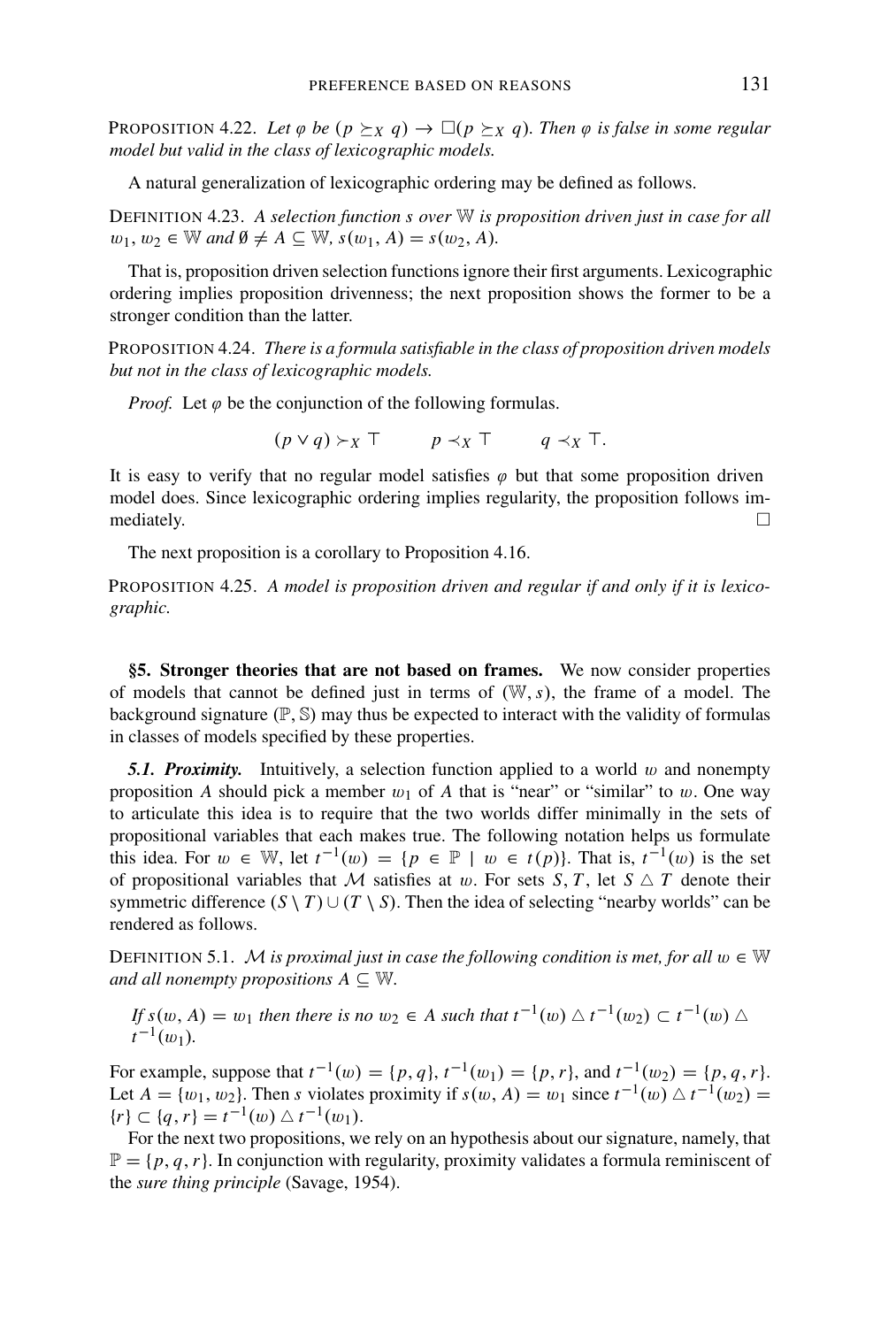PROPOSITION 4.22. *Let $\varphi$ be $(p \succeq_X q) \rightarrow \Box(p \succeq_X q)$. Then $\varphi$ is false in some regular model but valid in the class of lexicographic models.*

A natural generalization of lexicographic ordering may be defined as follows.

DEFINITION 4.23. *A selection function $s$ over $\mathbb{W}$ is proposition driven just in case for all $w_1, w_2 \in \mathbb{W}$ and $\emptyset \neq A \subseteq \mathbb{W}$, $s(w_1, A) = s(w_2, A)$.*

That is, proposition driven selection functions ignore their first arguments. Lexicographic ordering implies proposition drivenness; the next proposition shows the former to be a stronger condition than the latter.

PROPOSITION 4.24. *There is a formula satisfiable in the class of proposition driven models but not in the class of lexicographic models.*

*Proof.* Let $\varphi$ be the conjunction of the following formulas.

$$(p \vee q) \succ_X \top \qquad p \prec_X \top \qquad q \prec_X \top.$$

It is easy to verify that no regular model satisfies $\varphi$ but that some proposition driven model does. Since lexicographic ordering implies regularity, the proposition follows immediately. □

The next proposition is a corollary to Proposition 4.16.

PROPOSITION 4.25. *A model is proposition driven and regular if and only if it is lexicographic.*

## §5. Stronger theories that are not based on frames.

We now consider properties of models that cannot be defined just in terms of $(\mathbb{W}, s)$, the frame of a model. The background signature $(\mathbb{P}, \mathbb{S})$ may thus be expected to interact with the validity of formulas in classes of models specified by these properties.

***5.1. Proximity.*** Intuitively, a selection function applied to a world $w$ and nonempty proposition $A$ should pick a member $w_1$ of $A$ that is "near" or "similar" to $w$. One way to articulate this idea is to require that the two worlds differ minimally in the sets of propositional variables that each makes true. The following notation helps us formulate this idea. For $w \in \mathbb{W}$, let $t^{-1}(w) = \{p \in \mathbb{P} \mid w \in t(p)\}$. That is, $t^{-1}(w)$ is the set of propositional variables that $\mathcal{M}$ satisfies at $w$. For sets $S, T$, let $S \triangle T$ denote their symmetric difference $(S \setminus T) \cup (T \setminus S)$. Then the idea of selecting "nearby worlds" can be rendered as follows.

DEFINITION 5.1. *$\mathcal{M}$ is proximal just in case the following condition is met, for all $w \in \mathbb{W}$ and all nonempty propositions $A \subseteq \mathbb{W}$.*

*If $s(w, A) = w_1$ then there is no $w_2 \in A$ such that $t^{-1}(w) \triangle t^{-1}(w_2) \subset t^{-1}(w) \triangle t^{-1}(w_1)$.*

For example, suppose that $t^{-1}(w) = \{p, q\}$, $t^{-1}(w_1) = \{p, r\}$, and $t^{-1}(w_2) = \{p, q, r\}$. Let $A = \{w_1, w_2\}$. Then $s$ violates proximity if $s(w, A) = w_1$ since $t^{-1}(w) \triangle t^{-1}(w_2) = \{r\} \subset \{q, r\} = t^{-1}(w) \triangle t^{-1}(w_1)$.

For the next two propositions, we rely on an hypothesis about our signature, namely, that $\mathbb{P} = \{p, q, r\}$. In conjunction with regularity, proximity validates a formula reminiscent of the *sure thing principle* (Savage, 1954).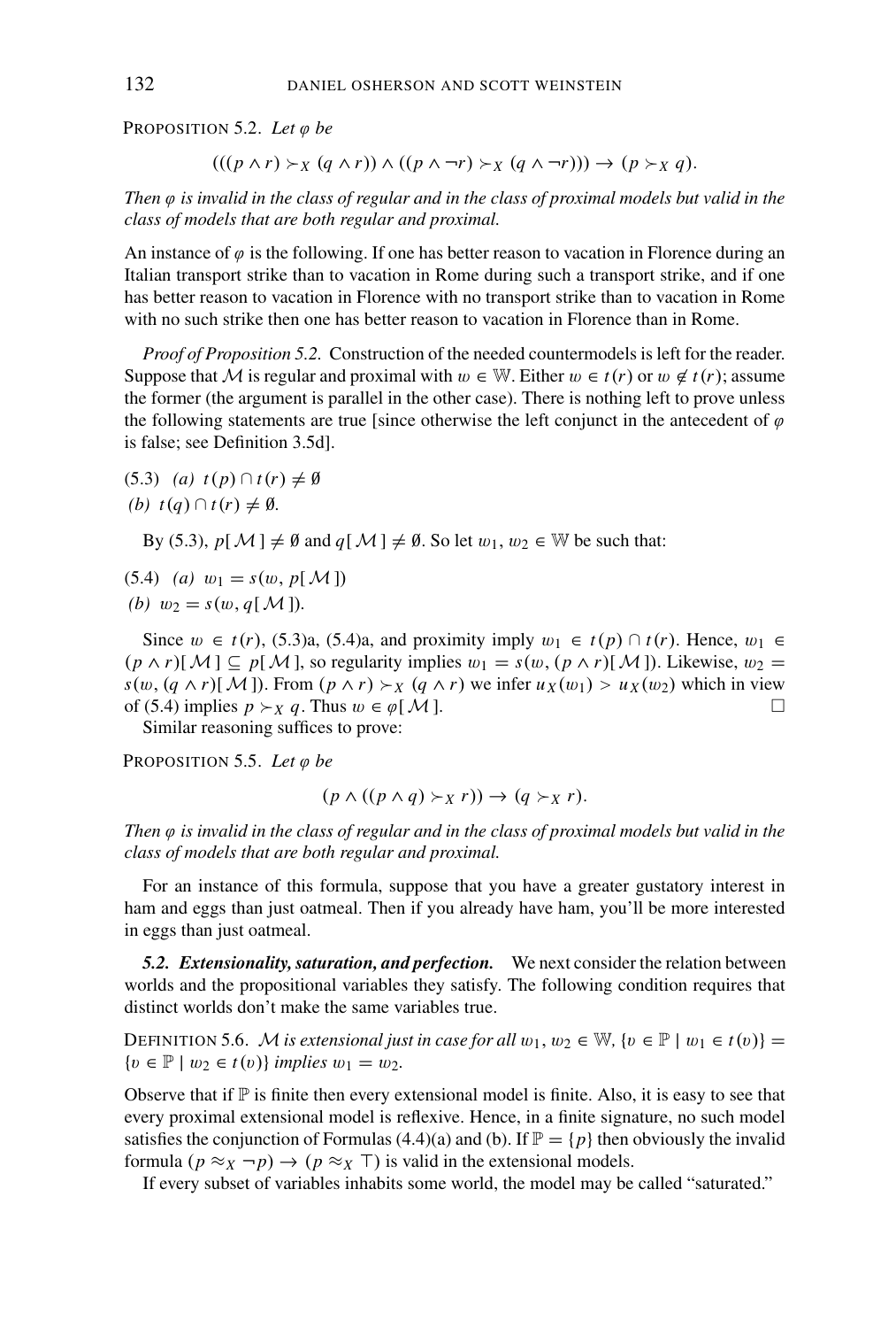PROPOSITION 5.2. *Let $\varphi$ be*

$$(((p \wedge r) \succ_X (q \wedge r)) \wedge ((p \wedge \neg r) \succ_X (q \wedge \neg r))) \rightarrow (p \succ_X q).$$

*Then $\varphi$ is invalid in the class of regular and in the class of proximal models but valid in the class of models that are both regular and proximal.*

An instance of $\varphi$ is the following. If one has better reason to vacation in Florence during an Italian transport strike than to vacation in Rome during such a transport strike, and if one has better reason to vacation in Florence with no transport strike than to vacation in Rome with no such strike then one has better reason to vacation in Florence than in Rome.

*Proof of Proposition 5.2.* Construction of the needed countermodels is left for the reader. Suppose that $\mathcal{M}$ is regular and proximal with $w \in \mathbb{W}$. Either $w \in t(r)$ or $w \notin t(r)$; assume the former (the argument is parallel in the other case). There is nothing left to prove unless the following statements are true [since otherwise the left conjunct in the antecedent of $\varphi$ is false; see Definition 3.5d].

(5.3) *(a)* $t(p) \cap t(r) \neq \emptyset$
*(b)* $t(q) \cap t(r) \neq \emptyset$.

By (5.3), $p[\mathcal{M}] \neq \emptyset$ and $q[\mathcal{M}] \neq \emptyset$. So let $w_1, w_2 \in \mathbb{W}$ be such that:

(5.4) *(a)* $w_1 = s(w, p[\mathcal{M}])$
*(b)* $w_2 = s(w, q[\mathcal{M}])$.

Since $w \in t(r)$, (5.3)a, (5.4)a, and proximity imply $w_1 \in t(p) \cap t(r)$. Hence, $w_1 \in (p \wedge r)[\mathcal{M}] \subseteq p[\mathcal{M}]$, so regularity implies $w_1 = s(w, (p \wedge r)[\mathcal{M}])$. Likewise, $w_2 = s(w, (q \wedge r)[\mathcal{M}])$. From $(p \wedge r) \succ_X (q \wedge r)$ we infer $u_X(w_1) > u_X(w_2)$ which in view of (5.4) implies $p \succ_X q$. Thus $w \in \varphi[\mathcal{M}]$. □

Similar reasoning suffices to prove:

PROPOSITION 5.5. *Let $\varphi$ be*

$$(p \wedge ((p \wedge q) \succ_X r)) \rightarrow (q \succ_X r).$$

*Then $\varphi$ is invalid in the class of regular and in the class of proximal models but valid in the class of models that are both regular and proximal.*

For an instance of this formula, suppose that you have a greater gustatory interest in ham and eggs than just oatmeal. Then if you already have ham, you'll be more interested in eggs than just oatmeal.

### 5.2. Extensionality, saturation, and perfection.

We next consider the relation between worlds and the propositional variables they satisfy. The following condition requires that distinct worlds don't make the same variables true.

DEFINITION 5.6. *$\mathcal{M}$ is extensional just in case for all $w_1, w_2 \in \mathbb{W}$, $\{v \in \mathbb{P} \mid w_1 \in t(v)\} = \{v \in \mathbb{P} \mid w_2 \in t(v)\}$ implies $w_1 = w_2$.*

Observe that if $\mathbb{P}$ is finite then every extensional model is finite. Also, it is easy to see that every proximal extensional model is reflexive. Hence, in a finite signature, no such model satisfies the conjunction of Formulas (4.4)(a) and (b). If $\mathbb{P} = \{p\}$ then obviously the invalid formula $(p \approx_X \neg p) \rightarrow (p \approx_X \top)$ is valid in the extensional models.

If every subset of variables inhabits some world, the model may be called "saturated."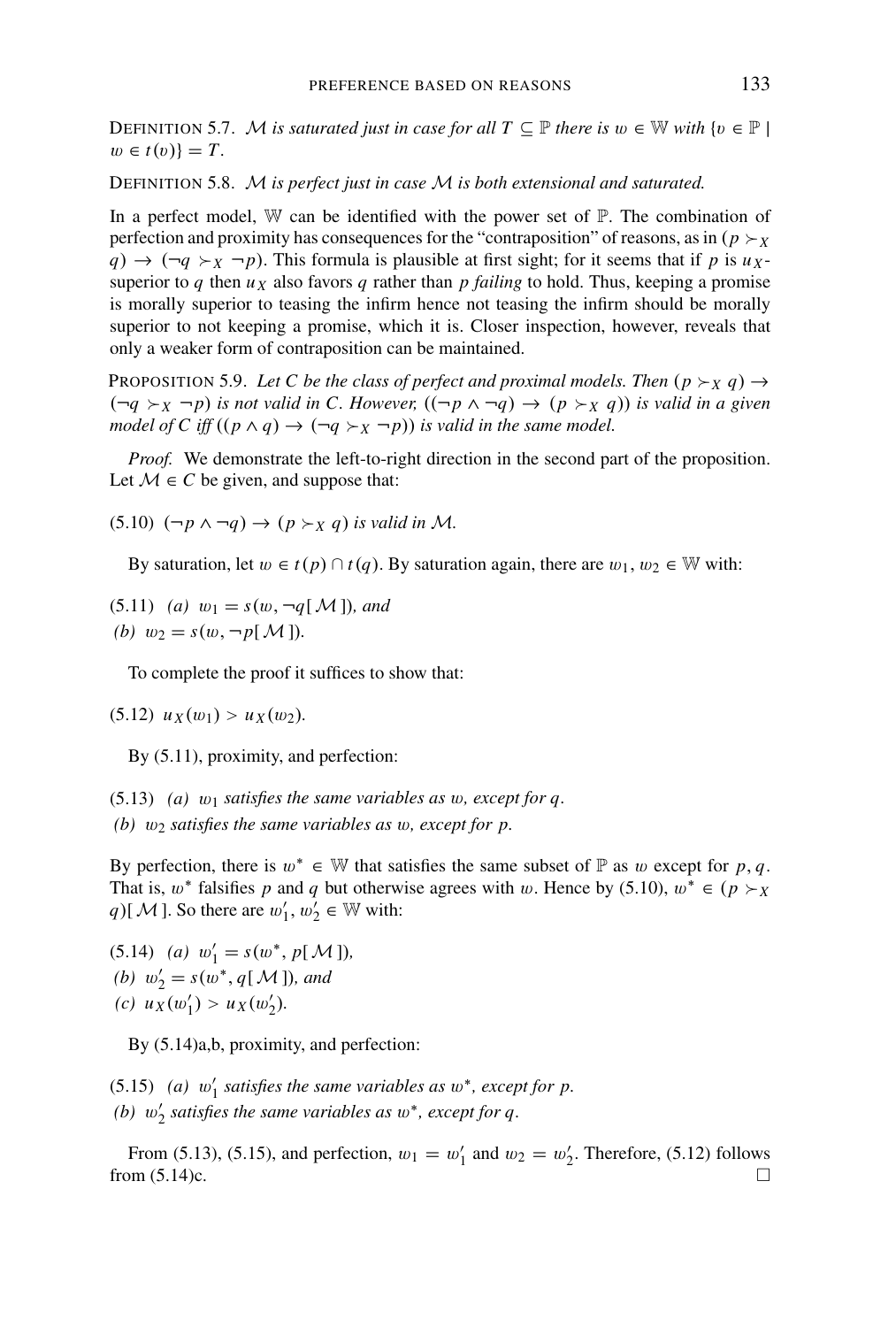DEFINITION 5.7. *$\mathcal{M}$ is saturated just in case for all $T \subseteq \mathbb{P}$ there is $w \in \mathbb{W}$ with $\{v \in \mathbb{P} \mid w \in t(v)\} = T$.*

DEFINITION 5.8. *$\mathcal{M}$ is perfect just in case $\mathcal{M}$ is both extensional and saturated.*

In a perfect model, $\mathbb{W}$ can be identified with the power set of $\mathbb{P}$. The combination of perfection and proximity has consequences for the "contraposition" of reasons, as in $(p \succ_X q) \rightarrow (\neg q \succ_X \neg p)$. This formula is plausible at first sight; for it seems that if $p$ is $u_X$-superior to $q$ then $u_X$ also favors $q$ rather than $p$ *failing* to hold. Thus, keeping a promise is morally superior to teasing the infirm hence not teasing the infirm should be morally superior to not keeping a promise, which it is. Closer inspection, however, reveals that only a weaker form of contraposition can be maintained.

PROPOSITION 5.9. *Let $C$ be the class of perfect and proximal models. Then $(p \succ_X q) \rightarrow (\neg q \succ_X \neg p)$ is not valid in $C$. However, $((\neg p \wedge \neg q) \rightarrow (p \succ_X q))$ is valid in a given model of $C$ iff $((p \wedge q) \rightarrow (\neg q \succ_X \neg p))$ is valid in the same model.*

*Proof.* We demonstrate the left-to-right direction in the second part of the proposition. Let $\mathcal{M} \in C$ be given, and suppose that:

(5.10) *$(\neg p \wedge \neg q) \rightarrow (p \succ_X q)$ is valid in $\mathcal{M}$.*

By saturation, let $w \in t(p) \cap t(q)$. By saturation again, there are $w_1, w_2 \in \mathbb{W}$ with:

(5.11) *(a) $w_1 = s(w, \neg q[\mathcal{M}])$, and*
*(b) $w_2 = s(w, \neg p[\mathcal{M}])$.*

To complete the proof it suffices to show that:

(5.12) $u_X(w_1) > u_X(w_2)$.

By (5.11), proximity, and perfection:

(5.13) *(a) $w_1$ satisfies the same variables as $w$, except for $q$.*
*(b) $w_2$ satisfies the same variables as $w$, except for $p$.*

By perfection, there is $w^* \in \mathbb{W}$ that satisfies the same subset of $\mathbb{P}$ as $w$ except for $p, q$. That is, $w^*$ falsifies $p$ and $q$ but otherwise agrees with $w$. Hence by (5.10), $w^* \in (p \succ_X q)[\mathcal{M}]$. So there are $w_1', w_2' \in \mathbb{W}$ with:

(5.14) *(a) $w_1' = s(w^*, p[\mathcal{M}])$,*
*(b) $w_2' = s(w^*, q[\mathcal{M}])$, and*
*(c) $u_X(w_1') > u_X(w_2')$.*

By (5.14)a,b, proximity, and perfection:

(5.15) *(a) $w_1'$ satisfies the same variables as $w^*$, except for $p$.*
*(b) $w_2'$ satisfies the same variables as $w^*$, except for $q$.*

From (5.13), (5.15), and perfection, $w_1 = w_1'$ and $w_2 = w_2'$. Therefore, (5.12) follows from (5.14)c. □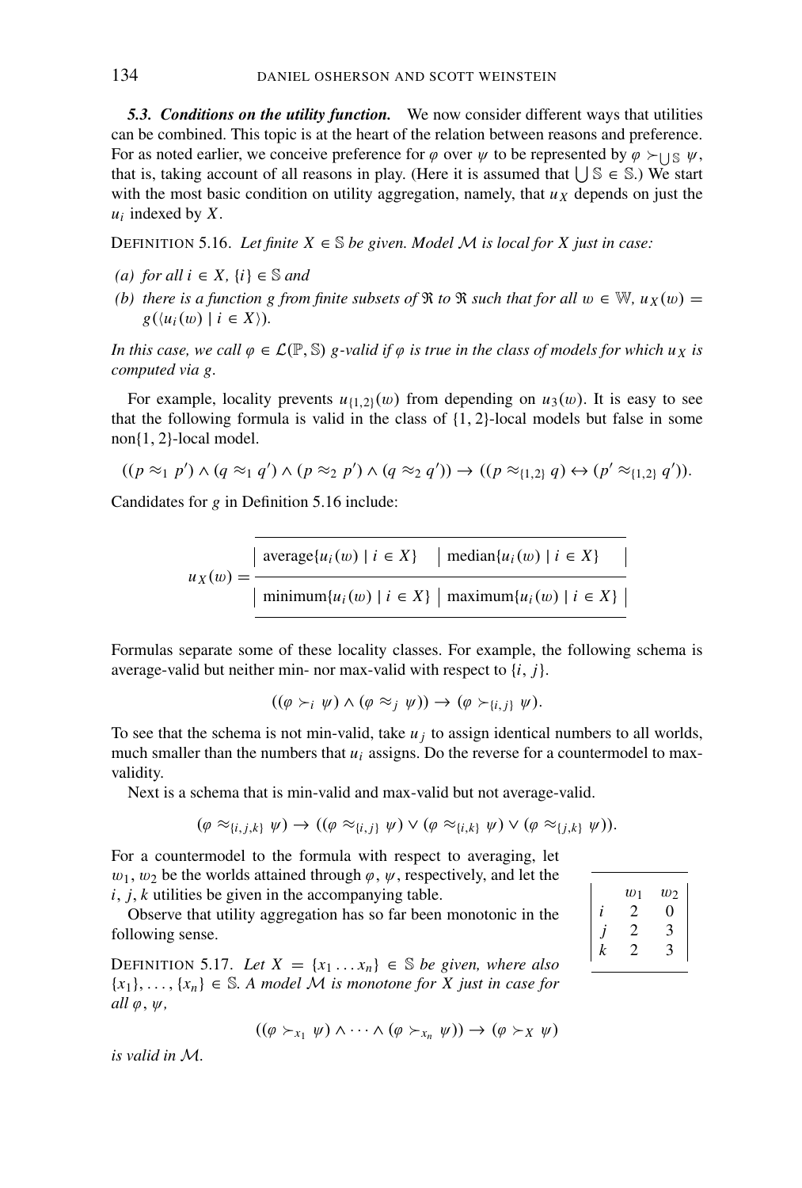***5.3. Conditions on the utility function.*** We now consider different ways that utilities can be combined. This topic is at the heart of the relation between reasons and preference. For as noted earlier, we conceive preference for $\varphi$ over $\psi$ to be represented by $\varphi \succ_{\bigcup \mathbb{S}} \psi$, that is, taking account of all reasons in play. (Here it is assumed that $\bigcup \mathbb{S} \in \mathbb{S}$.) We start with the most basic condition on utility aggregation, namely, that $u_X$ depends on just the $u_i$ indexed by $X$.

DEFINITION 5.16. *Let finite $X \in \mathbb{S}$ be given. Model $\mathcal{M}$ is local for $X$ just in case:*

*(a) for all $i \in X$, $\{i\} \in \mathbb{S}$ and*

*(b) there is a function $g$ from finite subsets of $\Re$ to $\Re$ such that for all $w \in \mathbb{W}$, $u_X(w) = g(\langle u_i(w) \mid i \in X \rangle)$.*

*In this case, we call $\varphi \in \mathcal{L}(\mathbb{P}, \mathbb{S})$ $g$-valid if $\varphi$ is true in the class of models for which $u_X$ is computed via $g$.*

For example, locality prevents $u_{\{1,2\}}(w)$ from depending on $u_3(w)$. It is easy to see that the following formula is valid in the class of $\{1, 2\}$-local models but false in some non$\{1, 2\}$-local model.

$$((p \approx_1 p') \wedge (q \approx_1 q') \wedge (p \approx_2 p') \wedge (q \approx_2 q')) \rightarrow ((p \approx_{\{1,2\}} q) \leftrightarrow (p' \approx_{\{1,2\}} q')).$$

Candidates for $g$ in Definition 5.16 include:

$$u_X(w) = \frac{\text{average}\{u_i(w) \mid i \in X\} \quad \Big| \quad \text{median}\{u_i(w) \mid i \in X\}}{\text{minimum}\{u_i(w) \mid i \in X\} \quad \Big| \quad \text{maximum}\{u_i(w) \mid i \in X\}}$$

Formulas separate some of these locality classes. For example, the following schema is average-valid but neither min- nor max-valid with respect to $\{i, j\}$.

$$((\varphi \succ_i \psi) \wedge (\varphi \approx_j \psi)) \rightarrow (\varphi \succ_{\{i,j\}} \psi).$$

To see that the schema is not min-valid, take $u_j$ to assign identical numbers to all worlds, much smaller than the numbers that $u_i$ assigns. Do the reverse for a countermodel to max-validity.

Next is a schema that is min-valid and max-valid but not average-valid.

$$(\varphi \approx_{\{i,j,k\}} \psi) \rightarrow ((\varphi \approx_{\{i,j\}} \psi) \vee (\varphi \approx_{\{i,k\}} \psi) \vee (\varphi \approx_{\{j,k\}} \psi)).$$

For a countermodel to the formula with respect to averaging, let $w_1, w_2$ be the worlds attained through $\varphi, \psi$, respectively, and let the $i, j, k$ utilities be given in the accompanying table.

|  | $w_1$ | $w_2$ |
|---|---|---|
| $i$ | 2 | 0 |
| $j$ | 2 | 3 |
| $k$ | 2 | 3 |

Observe that utility aggregation has so far been monotonic in the following sense.

DEFINITION 5.17. *Let $X = \{x_1 \ldots x_n\} \in \mathbb{S}$ be given, where also $\{x_1\}, \ldots, \{x_n\} \in \mathbb{S}$. A model $\mathcal{M}$ is monotone for $X$ just in case for all $\varphi, \psi$,*

$$((\varphi \succ_{x_1} \psi) \wedge \cdots \wedge (\varphi \succ_{x_n} \psi)) \rightarrow (\varphi \succ_X \psi)$$

*is valid in $\mathcal{M}$.*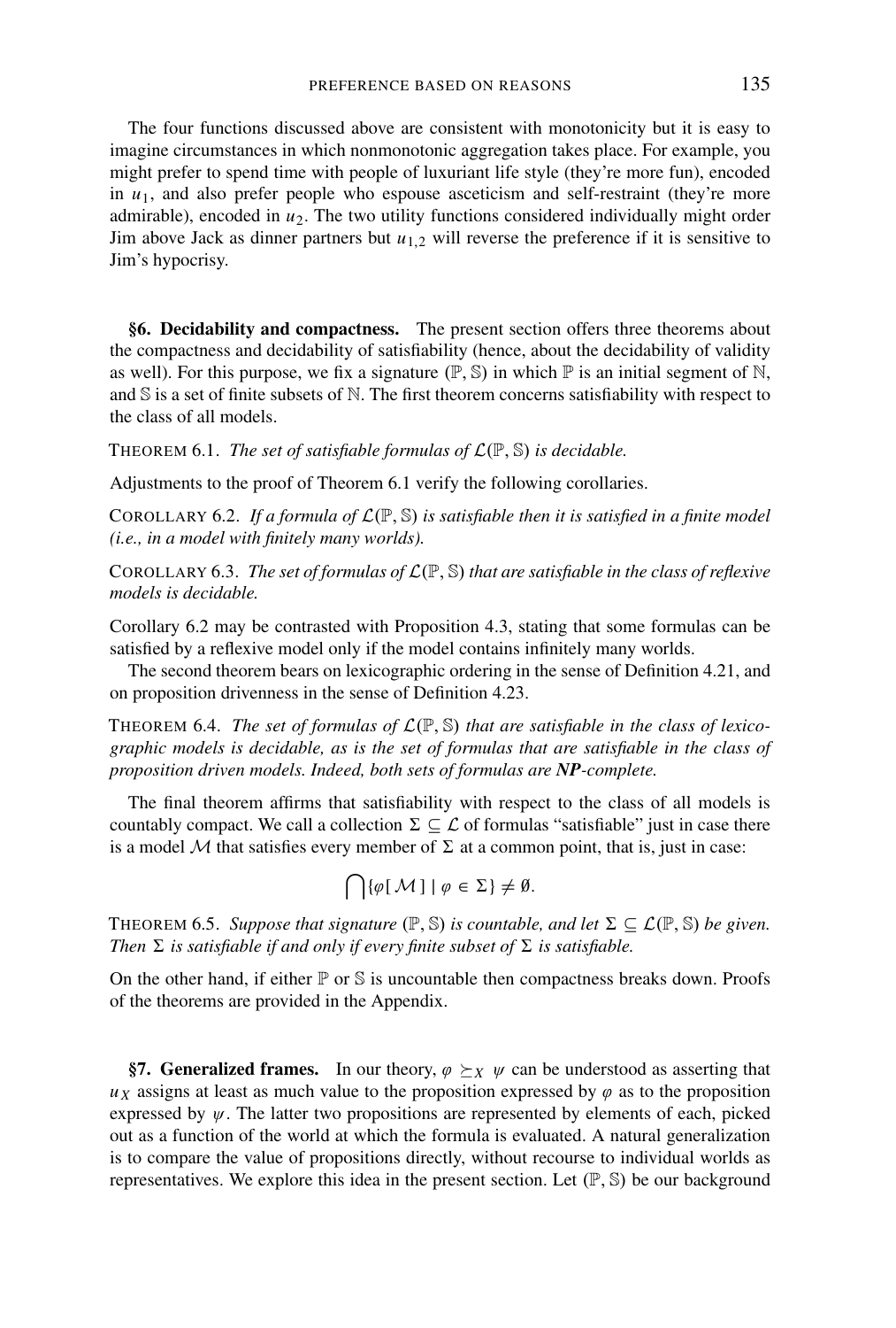The four functions discussed above are consistent with monotonicity but it is easy to imagine circumstances in which nonmonotonic aggregation takes place. For example, you might prefer to spend time with people of luxuriant life style (they're more fun), encoded in $u_1$, and also prefer people who espouse asceticism and self-restraint (they're more admirable), encoded in $u_2$. The two utility functions considered individually might order Jim above Jack as dinner partners but $u_{1,2}$ will reverse the preference if it is sensitive to Jim's hypocrisy.

## §6. Decidability and compactness.

The present section offers three theorems about the compactness and decidability of satisfiability (hence, about the decidability of validity as well). For this purpose, we fix a signature $(\mathbb{P}, \mathbb{S})$ in which $\mathbb{P}$ is an initial segment of $\mathbb{N}$, and $\mathbb{S}$ is a set of finite subsets of $\mathbb{N}$. The first theorem concerns satisfiability with respect to the class of all models.

THEOREM 6.1. *The set of satisfiable formulas of $\mathcal{L}(\mathbb{P}, \mathbb{S})$ is decidable.*

Adjustments to the proof of Theorem 6.1 verify the following corollaries.

COROLLARY 6.2. *If a formula of $\mathcal{L}(\mathbb{P}, \mathbb{S})$ is satisfiable then it is satisfied in a finite model (i.e., in a model with finitely many worlds).*

COROLLARY 6.3. *The set of formulas of $\mathcal{L}(\mathbb{P}, \mathbb{S})$ that are satisfiable in the class of reflexive models is decidable.*

Corollary 6.2 may be contrasted with Proposition 4.3, stating that some formulas can be satisfied by a reflexive model only if the model contains infinitely many worlds.

The second theorem bears on lexicographic ordering in the sense of Definition 4.21, and on proposition drivenness in the sense of Definition 4.23.

THEOREM 6.4. *The set of formulas of $\mathcal{L}(\mathbb{P}, \mathbb{S})$ that are satisfiable in the class of lexicographic models is decidable, as is the set of formulas that are satisfiable in the class of proposition driven models. Indeed, both sets of formulas are **NP**-complete.*

The final theorem affirms that satisfiability with respect to the class of all models is countably compact. We call a collection $\Sigma \subseteq \mathcal{L}$ of formulas "satisfiable" just in case there is a model $\mathcal{M}$ that satisfies every member of $\Sigma$ at a common point, that is, just in case:

$$\bigcap\{\varphi[\mathcal{M}] \mid \varphi \in \Sigma\} \neq \emptyset.$$

THEOREM 6.5. *Suppose that signature $(\mathbb{P}, \mathbb{S})$ is countable, and let $\Sigma \subseteq \mathcal{L}(\mathbb{P}, \mathbb{S})$ be given. Then $\Sigma$ is satisfiable if and only if every finite subset of $\Sigma$ is satisfiable.*

On the other hand, if either $\mathbb{P}$ or $\mathbb{S}$ is uncountable then compactness breaks down. Proofs of the theorems are provided in the Appendix.

## §7. Generalized frames.

In our theory, $\varphi \succeq_X \psi$ can be understood as asserting that $u_X$ assigns at least as much value to the proposition expressed by $\varphi$ as to the proposition expressed by $\psi$. The latter two propositions are represented by elements of each, picked out as a function of the world at which the formula is evaluated. A natural generalization is to compare the value of propositions directly, without recourse to individual worlds as representatives. We explore this idea in the present section. Let $(\mathbb{P}, \mathbb{S})$ be our background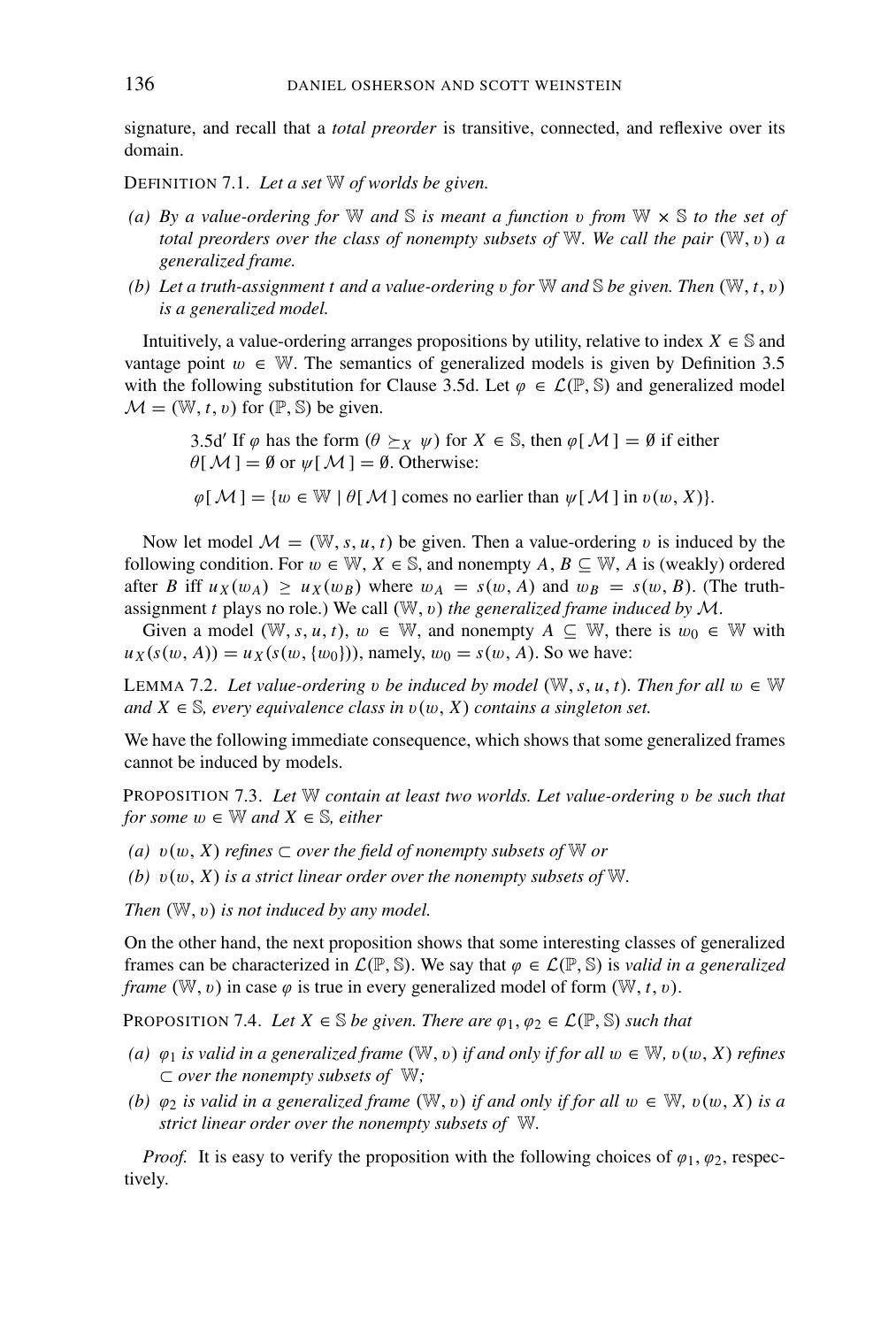signature, and recall that a *total preorder* is transitive, connected, and reflexive over its domain.

DEFINITION 7.1. *Let a set* $\mathbb{W}$ *of worlds be given.*

*(a) By a value-ordering for* $\mathbb{W}$ *and* $\mathbb{S}$ *is meant a function* $\upsilon$ *from* $\mathbb{W} \times \mathbb{S}$ *to the set of total preorders over the class of nonempty subsets of* $\mathbb{W}$*. We call the pair* $(\mathbb{W}, \upsilon)$ *a generalized frame.*

*(b) Let a truth-assignment t and a value-ordering* $\upsilon$ *for* $\mathbb{W}$ *and* $\mathbb{S}$ *be given. Then* $(\mathbb{W}, t, \upsilon)$ *is a generalized model.*

Intuitively, a value-ordering arranges propositions by utility, relative to index $X \in \mathbb{S}$ and vantage point $w \in \mathbb{W}$. The semantics of generalized models is given by Definition 3.5 with the following substitution for Clause 3.5d. Let $\varphi \in \mathcal{L}(\mathbb{P}, \mathbb{S})$ and generalized model $\mathcal{M} = (\mathbb{W}, t, \upsilon)$ for $(\mathbb{P}, \mathbb{S})$ be given.

> 3.5d′ If $\varphi$ has the form $(\theta \succeq_X \psi)$ for $X \in \mathbb{S}$, then $\varphi[\mathcal{M}] = \emptyset$ if either $\theta[\mathcal{M}] = \emptyset$ or $\psi[\mathcal{M}] = \emptyset$. Otherwise:
>
> $\varphi[\mathcal{M}] = \{w \in \mathbb{W} \mid \theta[\mathcal{M}]$ comes no earlier than $\psi[\mathcal{M}]$ in $\upsilon(w, X)\}$.

Now let model $\mathcal{M} = (\mathbb{W}, s, u, t)$ be given. Then a value-ordering $\upsilon$ is induced by the following condition. For $w \in \mathbb{W}$, $X \in \mathbb{S}$, and nonempty $A, B \subseteq \mathbb{W}$, $A$ is (weakly) ordered after $B$ iff $u_X(w_A) \geq u_X(w_B)$ where $w_A = s(w, A)$ and $w_B = s(w, B)$. (The truth-assignment $t$ plays no role.) We call $(\mathbb{W}, \upsilon)$ *the generalized frame induced by* $\mathcal{M}$.

Given a model $(\mathbb{W}, s, u, t)$, $w \in \mathbb{W}$, and nonempty $A \subseteq \mathbb{W}$, there is $w_0 \in \mathbb{W}$ with $u_X(s(w, A)) = u_X(s(w, \{w_0\}))$, namely, $w_0 = s(w, A)$. So we have:

LEMMA 7.2. *Let value-ordering* $\upsilon$ *be induced by model* $(\mathbb{W}, s, u, t)$*. Then for all* $w \in \mathbb{W}$ *and* $X \in \mathbb{S}$*, every equivalence class in* $\upsilon(w, X)$ *contains a singleton set.*

We have the following immediate consequence, which shows that some generalized frames cannot be induced by models.

PROPOSITION 7.3. *Let* $\mathbb{W}$ *contain at least two worlds. Let value-ordering* $\upsilon$ *be such that for some* $w \in \mathbb{W}$ *and* $X \in \mathbb{S}$*, either*

*(a)* $\upsilon(w, X)$ *refines* $\subset$ *over the field of nonempty subsets of* $\mathbb{W}$ *or*

*(b)* $\upsilon(w, X)$ *is a strict linear order over the nonempty subsets of* $\mathbb{W}$*.*

*Then* $(\mathbb{W}, \upsilon)$ *is not induced by any model.*

On the other hand, the next proposition shows that some interesting classes of generalized frames can be characterized in $\mathcal{L}(\mathbb{P}, \mathbb{S})$. We say that $\varphi \in \mathcal{L}(\mathbb{P}, \mathbb{S})$ is *valid in a generalized frame* $(\mathbb{W}, \upsilon)$ in case $\varphi$ is true in every generalized model of form $(\mathbb{W}, t, \upsilon)$.

PROPOSITION 7.4. *Let* $X \in \mathbb{S}$ *be given. There are* $\varphi_1, \varphi_2 \in \mathcal{L}(\mathbb{P}, \mathbb{S})$ *such that*

*(a)* $\varphi_1$ *is valid in a generalized frame* $(\mathbb{W}, \upsilon)$ *if and only if for all* $w \in \mathbb{W}$*,* $\upsilon(w, X)$ *refines* $\subset$ *over the nonempty subsets of* $\mathbb{W}$*;*

*(b)* $\varphi_2$ *is valid in a generalized frame* $(\mathbb{W}, \upsilon)$ *if and only if for all* $w \in \mathbb{W}$*,* $\upsilon(w, X)$ *is a strict linear order over the nonempty subsets of* $\mathbb{W}$*.*

*Proof.* It is easy to verify the proposition with the following choices of $\varphi_1, \varphi_2$, respectively.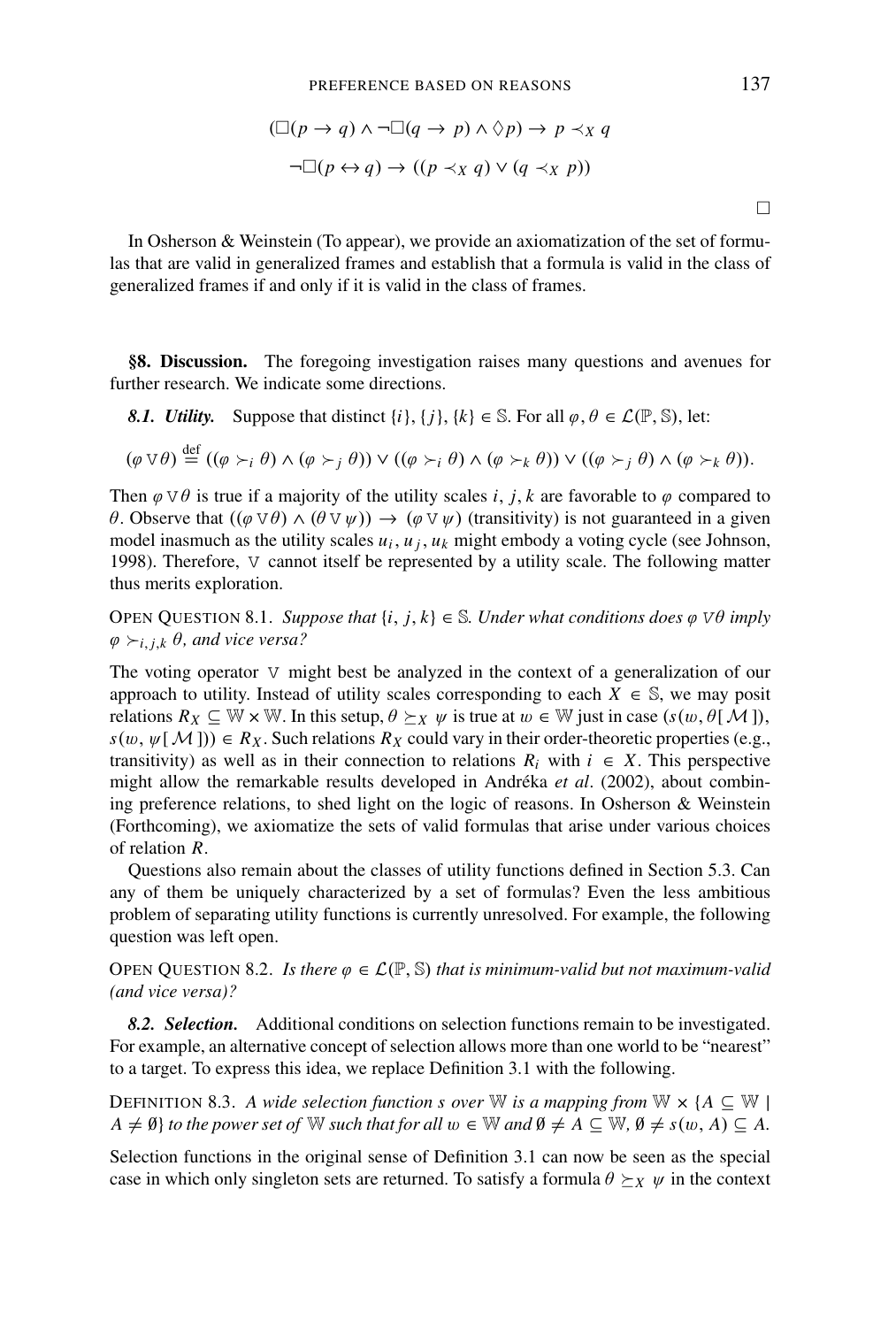$$(\Box(p \to q) \wedge \neg\Box(q \to p) \wedge \Diamond p) \to p \prec_X q$$

$$\neg\Box(p \leftrightarrow q) \to ((p \prec_X q) \vee (q \prec_X p))$$

$\Box$

In Osherson & Weinstein (To appear), we provide an axiomatization of the set of formulas that are valid in generalized frames and establish that a formula is valid in the class of generalized frames if and only if it is valid in the class of frames.

**§8. Discussion.** The foregoing investigation raises many questions and avenues for further research. We indicate some directions.

***8.1. Utility.*** Suppose that distinct $\{i\}, \{j\}, \{k\} \in \mathbb{S}$. For all $\varphi, \theta \in \mathcal{L}(\mathbb{P}, \mathbb{S})$, let:

$$(\varphi \triangledown \theta) \stackrel{\text{def}}{=} ((\varphi \succ_i \theta) \wedge (\varphi \succ_j \theta)) \vee ((\varphi \succ_i \theta) \wedge (\varphi \succ_k \theta)) \vee ((\varphi \succ_j \theta) \wedge (\varphi \succ_k \theta)).$$

Then $\varphi \triangledown \theta$ is true if a majority of the utility scales $i, j, k$ are favorable to $\varphi$ compared to $\theta$. Observe that $((\varphi \triangledown \theta) \wedge (\theta \triangledown \psi)) \to (\varphi \triangledown \psi)$ (transitivity) is not guaranteed in a given model inasmuch as the utility scales $u_i, u_j, u_k$ might embody a voting cycle (see Johnson, 1998). Therefore, $\triangledown$ cannot itself be represented by a utility scale. The following matter thus merits exploration.

OPEN QUESTION 8.1. *Suppose that $\{i, j, k\} \in \mathbb{S}$. Under what conditions does $\varphi \triangledown \theta$ imply $\varphi \succ_{i,j,k} \theta$, and vice versa?*

The voting operator $\triangledown$ might best be analyzed in the context of a generalization of our approach to utility. Instead of utility scales corresponding to each $X \in \mathbb{S}$, we may posit relations $R_X \subseteq \mathbb{W} \times \mathbb{W}$. In this setup, $\theta \succeq_X \psi$ is true at $w \in \mathbb{W}$ just in case $(s(w, \theta[\mathcal{M}]), s(w, \psi[\mathcal{M}])) \in R_X$. Such relations $R_X$ could vary in their order-theoretic properties (e.g., transitivity) as well as in their connection to relations $R_i$ with $i \in X$. This perspective might allow the remarkable results developed in Andréka *et al.* (2002), about combining preference relations, to shed light on the logic of reasons. In Osherson & Weinstein (Forthcoming), we axiomatize the sets of valid formulas that arise under various choices of relation $R$.

Questions also remain about the classes of utility functions defined in Section 5.3. Can any of them be uniquely characterized by a set of formulas? Even the less ambitious problem of separating utility functions is currently unresolved. For example, the following question was left open.

OPEN QUESTION 8.2. *Is there $\varphi \in \mathcal{L}(\mathbb{P}, \mathbb{S})$ that is minimum-valid but not maximum-valid (and vice versa)?*

***8.2. Selection.*** Additional conditions on selection functions remain to be investigated. For example, an alternative concept of selection allows more than one world to be "nearest" to a target. To express this idea, we replace Definition 3.1 with the following.

DEFINITION 8.3. *A wide selection function $s$ over $\mathbb{W}$ is a mapping from $\mathbb{W} \times \{A \subseteq \mathbb{W} \mid A \neq \emptyset\}$ to the power set of $\mathbb{W}$ such that for all $w \in \mathbb{W}$ and $\emptyset \neq A \subseteq \mathbb{W}$, $\emptyset \neq s(w, A) \subseteq A$.*

Selection functions in the original sense of Definition 3.1 can now be seen as the special case in which only singleton sets are returned. To satisfy a formula $\theta \succeq_X \psi$ in the context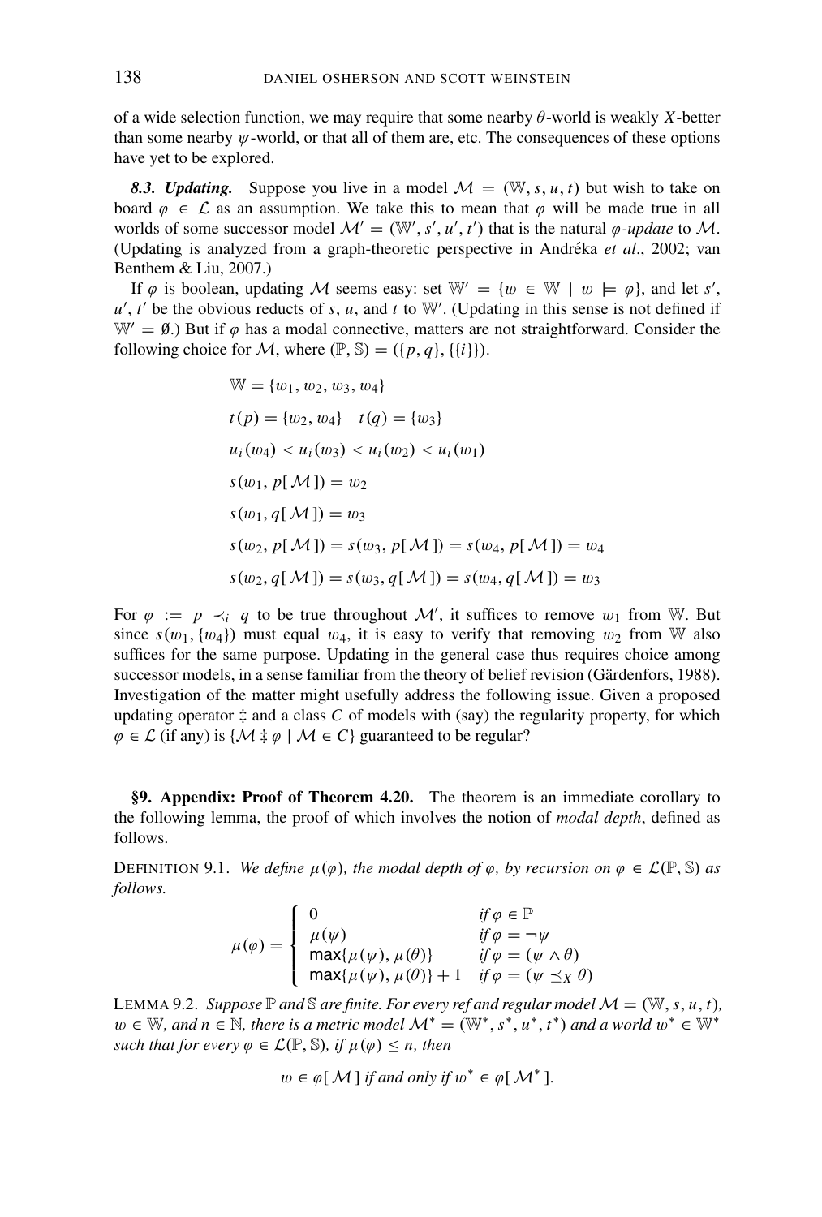of a wide selection function, we may require that some nearby $\theta$-world is weakly $X$-better than some nearby $\psi$-world, or that all of them are, etc. The consequences of these options have yet to be explored.

***8.3. Updating.*** Suppose you live in a model $\mathcal{M} = (\mathbb{W}, s, u, t)$ but wish to take on board $\varphi \in \mathcal{L}$ as an assumption. We take this to mean that $\varphi$ will be made true in all worlds of some successor model $\mathcal{M}' = (\mathbb{W}', s', u', t')$ that is the natural *$\varphi$-update* to $\mathcal{M}$. (Updating is analyzed from a graph-theoretic perspective in Andréka *et al*., 2002; van Benthem & Liu, 2007.)

If $\varphi$ is boolean, updating $\mathcal{M}$ seems easy: set $\mathbb{W}' = \{w \in \mathbb{W} \mid w \models \varphi\}$, and let $s'$, $u'$, $t'$ be the obvious reducts of $s$, $u$, and $t$ to $\mathbb{W}'$. (Updating in this sense is not defined if $\mathbb{W}' = \emptyset$.) But if $\varphi$ has a modal connective, matters are not straightforward. Consider the following choice for $\mathcal{M}$, where $(\mathbb{P}, \mathbb{S}) = (\{p, q\}, \{\{i\}\})$.

$$\mathbb{W} = \{w_1, w_2, w_3, w_4\}$$

$$t(p) = \{w_2, w_4\} \quad t(q) = \{w_3\}$$

$$u_i(w_4) < u_i(w_3) < u_i(w_2) < u_i(w_1)$$

$$s(w_1, p[\mathcal{M}]) = w_2$$

$$s(w_1, q[\mathcal{M}]) = w_3$$

$$s(w_2, p[\mathcal{M}]) = s(w_3, p[\mathcal{M}]) = s(w_4, p[\mathcal{M}]) = w_4$$

$$s(w_2, q[\mathcal{M}]) = s(w_3, q[\mathcal{M}]) = s(w_4, q[\mathcal{M}]) = w_3$$

For $\varphi := p \prec_i q$ to be true throughout $\mathcal{M}'$, it suffices to remove $w_1$ from $\mathbb{W}$. But since $s(w_1, \{w_4\})$ must equal $w_4$, it is easy to verify that removing $w_2$ from $\mathbb{W}$ also suffices for the same purpose. Updating in the general case thus requires choice among successor models, in a sense familiar from the theory of belief revision (Gärdenfors, 1988). Investigation of the matter might usefully address the following issue. Given a proposed updating operator $\ddagger$ and a class $C$ of models with (say) the regularity property, for which $\varphi \in \mathcal{L}$ (if any) is $\{\mathcal{M} \ddagger \varphi \mid \mathcal{M} \in C\}$ guaranteed to be regular?

## §9. Appendix: Proof of Theorem 4.20.

The theorem is an immediate corollary to the following lemma, the proof of which involves the notion of *modal depth*, defined as follows.

DEFINITION 9.1. *We define $\mu(\varphi)$, the modal depth of $\varphi$, by recursion on $\varphi \in \mathcal{L}(\mathbb{P}, \mathbb{S})$ as follows.*

$$\mu(\varphi) = \begin{cases} 0 & \text{if } \varphi \in \mathbb{P} \\ \mu(\psi) & \text{if } \varphi = \neg\psi \\ \max\{\mu(\psi), \mu(\theta)\} & \text{if } \varphi = (\psi \wedge \theta) \\ \max\{\mu(\psi), \mu(\theta)\} + 1 & \text{if } \varphi = (\psi \preceq_X \theta) \end{cases}$$

LEMMA 9.2. *Suppose $\mathbb{P}$ and $\mathbb{S}$ are finite. For every ref and regular model $\mathcal{M} = (\mathbb{W}, s, u, t)$, $w \in \mathbb{W}$, and $n \in \mathbb{N}$, there is a metric model $\mathcal{M}^* = (\mathbb{W}^*, s^*, u^*, t^*)$ and a world $w^* \in \mathbb{W}^*$ such that for every $\varphi \in \mathcal{L}(\mathbb{P}, \mathbb{S})$, if $\mu(\varphi) \leq n$, then*

$$w \in \varphi[\mathcal{M}] \textit{ if and only if } w^* \in \varphi[\mathcal{M}^*].$$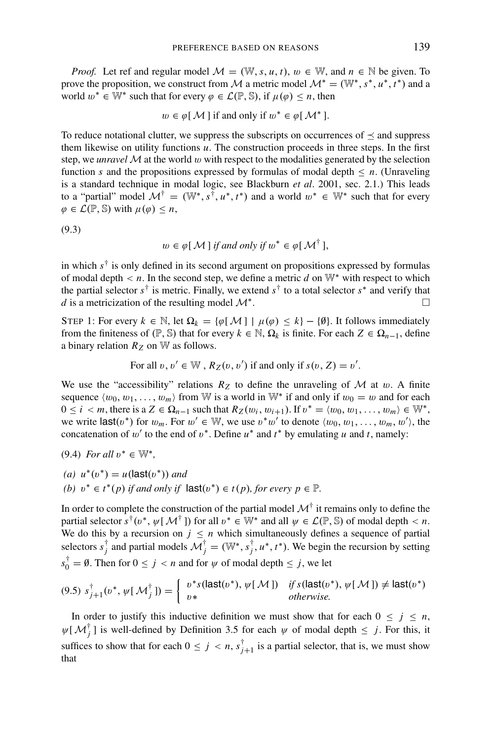*Proof.* Let ref and regular model $\mathcal{M} = (\mathbb{W}, s, u, t)$, $w \in \mathbb{W}$, and $n \in \mathbb{N}$ be given. To prove the proposition, we construct from $\mathcal{M}$ a metric model $\mathcal{M}^* = (\mathbb{W}^*, s^*, u^*, t^*)$ and a world $w^* \in \mathbb{W}^*$ such that for every $\varphi \in \mathcal{L}(\mathbb{P}, \mathbb{S})$, if $\mu(\varphi) \leq n$, then

$$w \in \varphi[\mathcal{M}] \text{ if and only if } w^* \in \varphi[\mathcal{M}^*].$$

To reduce notational clutter, we suppress the subscripts on occurrences of $\preceq$ and suppress them likewise on utility functions $u$. The construction proceeds in three steps. In the first step, we *unravel* $\mathcal{M}$ at the world $w$ with respect to the modalities generated by the selection function $s$ and the propositions expressed by formulas of modal depth $\leq n$. (Unraveling is a standard technique in modal logic, see Blackburn *et al*. 2001, sec. 2.1.) This leads to a "partial" model $\mathcal{M}^\dagger = (\mathbb{W}^*, s^\dagger, u^*, t^*)$ and a world $w^* \in \mathbb{W}^*$ such that for every $\varphi \in \mathcal{L}(\mathbb{P}, \mathbb{S})$ with $\mu(\varphi) \leq n$,

(9.3)

$$w \in \varphi[\mathcal{M}] \textit{ if and only if } w^* \in \varphi[\mathcal{M}^\dagger],$$

in which $s^\dagger$ is only defined in its second argument on propositions expressed by formulas of modal depth $< n$. In the second step, we define a metric $d$ on $\mathbb{W}^*$ with respect to which the partial selector $s^\dagger$ is metric. Finally, we extend $s^\dagger$ to a total selector $s^*$ and verify that $d$ is a metricization of the resulting model $\mathcal{M}^*$. □

Step 1: For every $k \in \mathbb{N}$, let $\Omega_k = \{\varphi[\mathcal{M}] \mid \mu(\varphi) \leq k\} - \{\emptyset\}$. It follows immediately from the finiteness of $(\mathbb{P}, \mathbb{S})$ that for every $k \in \mathbb{N}$, $\Omega_k$ is finite. For each $Z \in \Omega_{n-1}$, define a binary relation $R_Z$ on $\mathbb{W}$ as follows.

$$\text{For all } v, v' \in \mathbb{W},\ R_Z(v, v') \text{ if and only if } s(v, Z) = v'.$$

We use the "accessibility" relations $R_Z$ to define the unraveling of $\mathcal{M}$ at $w$. A finite sequence $\langle w_0, w_1, \ldots, w_m\rangle$ from $\mathbb{W}$ is a world in $\mathbb{W}^*$ if and only if $w_0 = w$ and for each $0 \leq i < m$, there is a $Z \in \Omega_{n-1}$ such that $R_Z(w_i, w_{i+1})$. If $v^* = \langle w_0, w_1, \ldots, w_m\rangle \in \mathbb{W}^*$, we write $\mathsf{last}(v^*)$ for $w_m$. For $w' \in \mathbb{W}$, we use $v^*w'$ to denote $\langle w_0, w_1, \ldots, w_m, w'\rangle$, the concatenation of $w'$ to the end of $v^*$. Define $u^*$ and $t^*$ by emulating $u$ and $t$, namely:

(9.4) *For all* $v^* \in \mathbb{W}^*$,

*(a)* $u^*(v^*) = u(\mathsf{last}(v^*))$ *and*

*(b)* $v^* \in t^*(p)$ *if and only if* $\mathsf{last}(v^*) \in t(p)$*, for every* $p \in \mathbb{P}$.

In order to complete the construction of the partial model $\mathcal{M}^\dagger$ it remains only to define the partial selector $s^\dagger(v^*, \psi[\mathcal{M}^\dagger])$ for all $v^* \in \mathbb{W}^*$ and all $\psi \in \mathcal{L}(\mathbb{P}, \mathbb{S})$ of modal depth $< n$. We do this by a recursion on $j \leq n$ which simultaneously defines a sequence of partial selectors $s^\dagger_j$ and partial models $\mathcal{M}^\dagger_j = (\mathbb{W}^*, s^\dagger_j, u^*, t^*)$. We begin the recursion by setting $s^\dagger_0 = \emptyset$. Then for $0 \leq j < n$ and for $\psi$ of modal depth $\leq j$, we let

(9.5)
$$s^\dagger_{j+1}(v^*, \psi[\mathcal{M}^\dagger_j]) = \begin{cases} v^*s(\mathsf{last}(v^*), \psi[\mathcal{M}]) & \textit{if } s(\mathsf{last}(v^*), \psi[\mathcal{M}]) \neq \mathsf{last}(v^*) \\ v* & \textit{otherwise.} \end{cases}$$

In order to justify this inductive definition we must show that for each $0 \leq j \leq n$, $\psi[\mathcal{M}^\dagger_j]$ is well-defined by Definition 3.5 for each $\psi$ of modal depth $\leq j$. For this, it suffices to show that for each $0 \leq j < n$, $s^\dagger_{j+1}$ is a partial selector, that is, we must show that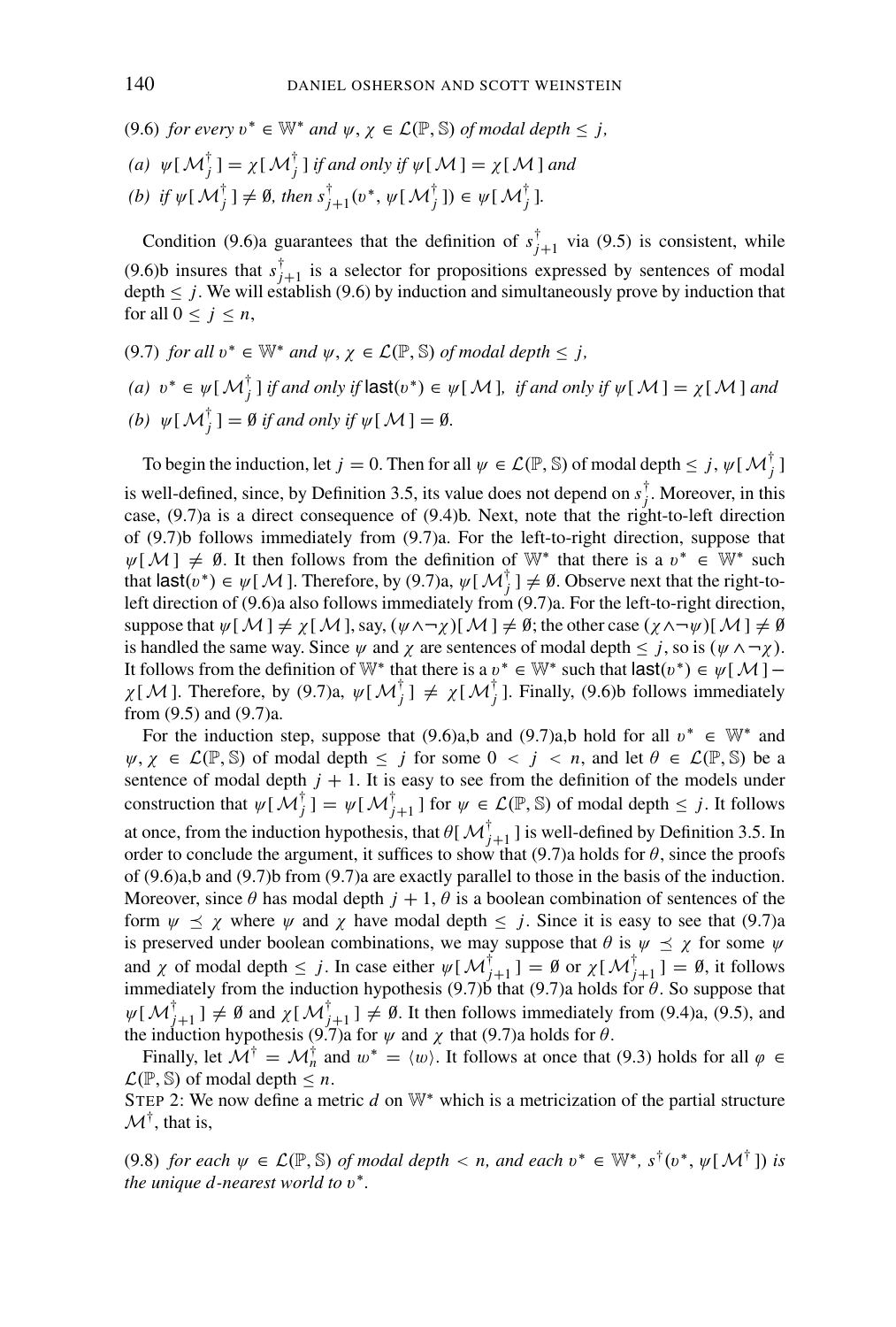(9.6) *for every* $v^* \in \mathbb{W}^*$ *and* $\psi, \chi \in \mathcal{L}(\mathbb{P}, \mathbb{S})$ *of modal depth* $\leq j$,

(a) $\psi[\mathcal{M}^\dagger_j] = \chi[\mathcal{M}^\dagger_j]$ *if and only if* $\psi[\mathcal{M}] = \chi[\mathcal{M}]$ *and*

(b) *if* $\psi[\mathcal{M}^\dagger_j] \neq \emptyset$, *then* $s^\dagger_{j+1}(v^*, \psi[\mathcal{M}^\dagger_j]) \in \psi[\mathcal{M}^\dagger_j]$.

Condition (9.6)a guarantees that the definition of $s^\dagger_{j+1}$ via (9.5) is consistent, while (9.6)b insures that $s^\dagger_{j+1}$ is a selector for propositions expressed by sentences of modal depth $\leq j$. We will establish (9.6) by induction and simultaneously prove by induction that for all $0 \leq j \leq n$,

(9.7) *for all* $v^* \in \mathbb{W}^*$ *and* $\psi, \chi \in \mathcal{L}(\mathbb{P}, \mathbb{S})$ *of modal depth* $\leq j$,

(a) $v^* \in \psi[\mathcal{M}^\dagger_j]$ *if and only if* $\mathsf{last}(v^*) \in \psi[\mathcal{M}]$, *if and only if* $\psi[\mathcal{M}] = \chi[\mathcal{M}]$ *and*

(b) $\psi[\mathcal{M}^\dagger_j] = \emptyset$ *if and only if* $\psi[\mathcal{M}] = \emptyset$.

To begin the induction, let $j = 0$. Then for all $\psi \in \mathcal{L}(\mathbb{P}, \mathbb{S})$ of modal depth $\leq j$, $\psi[\mathcal{M}^\dagger_j]$ is well-defined, since, by Definition 3.5, its value does not depend on $s^\dagger_j$. Moreover, in this case, (9.7)a is a direct consequence of (9.4)b. Next, note that the right-to-left direction of (9.7)b follows immediately from (9.7)a. For the left-to-right direction, suppose that $\psi[\mathcal{M}] \neq \emptyset$. It then follows from the definition of $\mathbb{W}^*$ that there is a $v^* \in \mathbb{W}^*$ such that $\mathsf{last}(v^*) \in \psi[\mathcal{M}]$. Therefore, by (9.7)a, $\psi[\mathcal{M}^\dagger_j] \neq \emptyset$. Observe next that the right-to-left direction of (9.6)a also follows immediately from (9.7)a. For the left-to-right direction, suppose that $\psi[\mathcal{M}] \neq \chi[\mathcal{M}]$, say, $(\psi \wedge \neg\chi)[\mathcal{M}] \neq \emptyset$; the other case $(\chi \wedge \neg\psi)[\mathcal{M}] \neq \emptyset$ is handled the same way. Since $\psi$ and $\chi$ are sentences of modal depth $\leq j$, so is $(\psi \wedge \neg\chi)$. It follows from the definition of $\mathbb{W}^*$ that there is a $v^* \in \mathbb{W}^*$ such that $\mathsf{last}(v^*) \in \psi[\mathcal{M}] - \chi[\mathcal{M}]$. Therefore, by (9.7)a, $\psi[\mathcal{M}^\dagger_j] \neq \chi[\mathcal{M}^\dagger_j]$. Finally, (9.6)b follows immediately from (9.5) and (9.7)a.

For the induction step, suppose that (9.6)a,b and (9.7)a,b hold for all $v^* \in \mathbb{W}^*$ and $\psi, \chi \in \mathcal{L}(\mathbb{P}, \mathbb{S})$ of modal depth $\leq j$ for some $0 < j < n$, and let $\theta \in \mathcal{L}(\mathbb{P}, \mathbb{S})$ be a sentence of modal depth $j+1$. It is easy to see from the definition of the models under construction that $\psi[\mathcal{M}^\dagger_j] = \psi[\mathcal{M}^\dagger_{j+1}]$ for $\psi \in \mathcal{L}(\mathbb{P}, \mathbb{S})$ of modal depth $\leq j$. It follows at once, from the induction hypothesis, that $\theta[\mathcal{M}^\dagger_{j+1}]$ is well-defined by Definition 3.5. In order to conclude the argument, it suffices to show that (9.7)a holds for $\theta$, since the proofs of (9.6)a,b and (9.7)b from (9.7)a are exactly parallel to those in the basis of the induction. Moreover, since $\theta$ has modal depth $j+1$, $\theta$ is a boolean combination of sentences of the form $\psi \preceq \chi$ where $\psi$ and $\chi$ have modal depth $\leq j$. Since it is easy to see that (9.7)a is preserved under boolean combinations, we may suppose that $\theta$ is $\psi \preceq \chi$ for some $\psi$ and $\chi$ of modal depth $\leq j$. In case either $\psi[\mathcal{M}^\dagger_{j+1}] = \emptyset$ or $\chi[\mathcal{M}^\dagger_{j+1}] = \emptyset$, it follows immediately from the induction hypothesis (9.7)b that (9.7)a holds for $\theta$. So suppose that $\psi[\mathcal{M}^\dagger_{j+1}] \neq \emptyset$ and $\chi[\mathcal{M}^\dagger_{j+1}] \neq \emptyset$. It then follows immediately from (9.4)a, (9.5), and the induction hypothesis (9.7)a for $\psi$ and $\chi$ that (9.7)a holds for $\theta$.

Finally, let $\mathcal{M}^\dagger = \mathcal{M}^\dagger_n$ and $w^* = \langle w \rangle$. It follows at once that (9.3) holds for all $\varphi \in \mathcal{L}(\mathbb{P}, \mathbb{S})$ of modal depth $\leq n$.

STEP 2: We now define a metric $d$ on $\mathbb{W}^*$ which is a metricization of the partial structure $\mathcal{M}^\dagger$, that is,

(9.8) *for each* $\psi \in \mathcal{L}(\mathbb{P}, \mathbb{S})$ *of modal depth* $< n$, *and each* $v^* \in \mathbb{W}^*$, $s^\dagger(v^*, \psi[\mathcal{M}^\dagger])$ *is the unique* $d$*-nearest world to* $v^*$.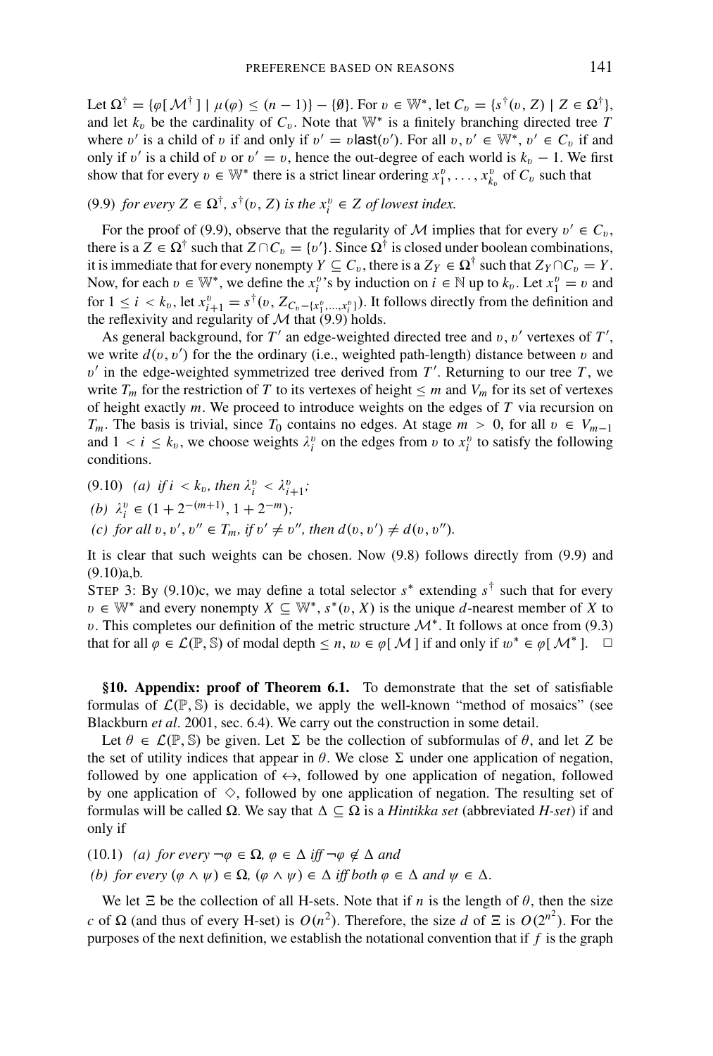Let $\Omega^\dagger = \{\varphi[\mathcal{M}^\dagger] \mid \mu(\varphi) \leq (n-1)\} - \{\emptyset\}$. For $v \in \mathbb{W}^*$, let $C_v = \{s^\dagger(v, Z) \mid Z \in \Omega^\dagger\}$, and let $k_v$ be the cardinality of $C_v$. Note that $\mathbb{W}^*$ is a finitely branching directed tree $T$ where $v'$ is a child of $v$ if and only if $v' = v\mathsf{last}(v')$. For all $v, v' \in \mathbb{W}^*$, $v' \in C_v$ if and only if $v'$ is a child of $v$ or $v' = v$, hence the out-degree of each world is $k_v - 1$. We first show that for every $v \in \mathbb{W}^*$ there is a strict linear ordering $x_1^v, \ldots, x_{k_v}^v$ of $C_v$ such that

(9.9) *for every $Z \in \Omega^\dagger$, $s^\dagger(v, Z)$ is the $x_i^v \in Z$ of lowest index.*

For the proof of (9.9), observe that the regularity of $\mathcal{M}$ implies that for every $v' \in C_v$, there is a $Z \in \Omega^\dagger$ such that $Z \cap C_v = \{v'\}$. Since $\Omega^\dagger$ is closed under boolean combinations, it is immediate that for every nonempty $Y \subseteq C_v$, there is a $Z_Y \in \Omega^\dagger$ such that $Z_Y \cap C_v = Y$. Now, for each $v \in \mathbb{W}^*$, we define the $x_i^v$'s by induction on $i \in \mathbb{N}$ up to $k_v$. Let $x_1^v = v$ and for $1 \leq i < k_v$, let $x_{i+1}^v = s^\dagger(v, Z_{C_v - \{x_1^v, \ldots, x_i^v\}})$. It follows directly from the definition and the reflexivity and regularity of $\mathcal{M}$ that (9.9) holds.

As general background, for $T'$ an edge-weighted directed tree and $v, v'$ vertexes of $T'$, we write $d(v, v')$ for the the ordinary (i.e., weighted path-length) distance between $v$ and $v'$ in the edge-weighted symmetrized tree derived from $T'$. Returning to our tree $T$, we write $T_m$ for the restriction of $T$ to its vertexes of height $\leq m$ and $V_m$ for its set of vertexes of height exactly $m$. We proceed to introduce weights on the edges of $T$ via recursion on $T_m$. The basis is trivial, since $T_0$ contains no edges. At stage $m > 0$, for all $v \in V_{m-1}$ and $1 < i \leq k_v$, we choose weights $\lambda_i^v$ on the edges from $v$ to $x_i^v$ to satisfy the following conditions.

(9.10) *(a) if $i < k_v$, then $\lambda_i^v < \lambda_{i+1}^v$;*

*(b) $\lambda_i^v \in (1 + 2^{-(m+1)}, 1 + 2^{-m})$;*

*(c) for all $v, v', v'' \in T_m$, if $v' \neq v''$, then $d(v, v') \neq d(v, v'')$.*

It is clear that such weights can be chosen. Now (9.8) follows directly from (9.9) and (9.10)a,b.

STEP 3: By (9.10)c, we may define a total selector $s^*$ extending $s^\dagger$ such that for every $v \in \mathbb{W}^*$ and every nonempty $X \subseteq \mathbb{W}^*$, $s^*(v, X)$ is the unique $d$-nearest member of $X$ to $v$. This completes our definition of the metric structure $\mathcal{M}^*$. It follows at once from (9.3) that for all $\varphi \in \mathcal{L}(\mathbb{P}, \mathbb{S})$ of modal depth $\leq n$, $w \in \varphi[\mathcal{M}]$ if and only if $w^* \in \varphi[\mathcal{M}^*]$. □

**§10. Appendix: proof of Theorem 6.1.** To demonstrate that the set of satisfiable formulas of $\mathcal{L}(\mathbb{P}, \mathbb{S})$ is decidable, we apply the well-known "method of mosaics" (see Blackburn *et al*. 2001, sec. 6.4). We carry out the construction in some detail.

Let $\theta \in \mathcal{L}(\mathbb{P}, \mathbb{S})$ be given. Let $\Sigma$ be the collection of subformulas of $\theta$, and let $Z$ be the set of utility indices that appear in $\theta$. We close $\Sigma$ under one application of negation, followed by one application of $\leftrightarrow$, followed by one application of negation, followed by one application of $\diamondsuit$, followed by one application of negation. The resulting set of formulas will be called $\Omega$. We say that $\Delta \subseteq \Omega$ is a *Hintikka set* (abbreviated *H-set*) if and only if

(10.1) *(a) for every $\neg\varphi \in \Omega$, $\varphi \in \Delta$ iff $\neg\varphi \notin \Delta$ and*

*(b) for every $(\varphi \wedge \psi) \in \Omega$, $(\varphi \wedge \psi) \in \Delta$ iff both $\varphi \in \Delta$ and $\psi \in \Delta$.*

We let $\Xi$ be the collection of all H-sets. Note that if $n$ is the length of $\theta$, then the size $c$ of $\Omega$ (and thus of every H-set) is $O(n^2)$. Therefore, the size $d$ of $\Xi$ is $O(2^{n^2})$. For the purposes of the next definition, we establish the notational convention that if $f$ is the graph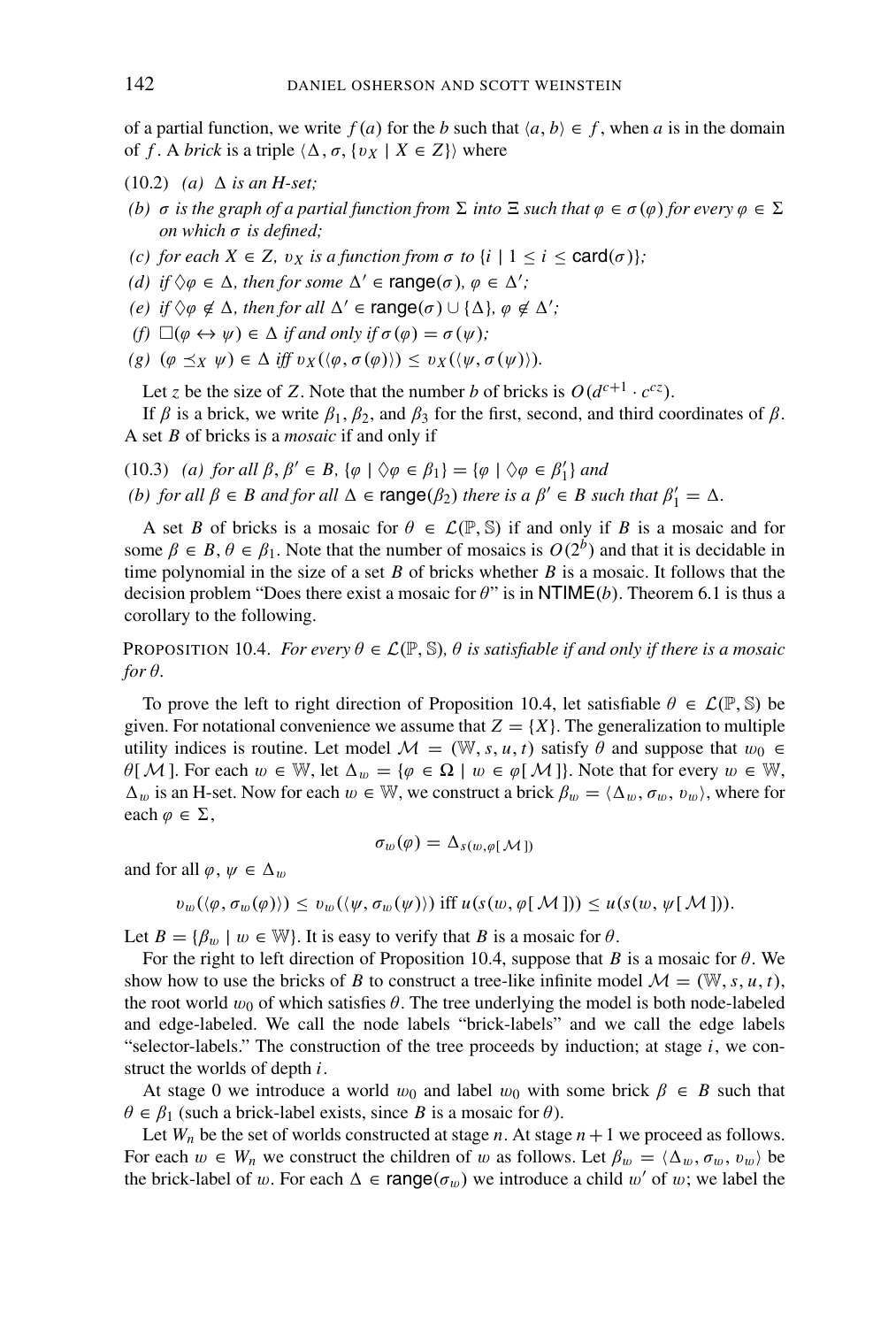of a partial function, we write $f(a)$ for the $b$ such that $\langle a, b\rangle \in f$, when $a$ is in the domain of $f$. A *brick* is a triple $\langle \Delta, \sigma, \{\upsilon_X \mid X \in Z\}\rangle$ where

(10.2) *(a)* $\Delta$ *is an H-set;*

*(b)* $\sigma$ *is the graph of a partial function from* $\Sigma$ *into* $\Xi$ *such that* $\varphi \in \sigma(\varphi)$ *for every* $\varphi \in \Sigma$ *on which* $\sigma$ *is defined;*

*(c) for each* $X \in Z$, $\upsilon_X$ *is a function from* $\sigma$ *to* $\{i \mid 1 \leq i \leq \mathsf{card}(\sigma)\}$*;*

*(d) if* $\Diamond\varphi \in \Delta$, *then for some* $\Delta' \in \mathsf{range}(\sigma)$, $\varphi \in \Delta'$*;*

*(e) if* $\Diamond\varphi \notin \Delta$, *then for all* $\Delta' \in \mathsf{range}(\sigma) \cup \{\Delta\}$, $\varphi \notin \Delta'$*;*

*(f)* $\Box(\varphi \leftrightarrow \psi) \in \Delta$ *if and only if* $\sigma(\varphi) = \sigma(\psi)$*;*

*(g)* $(\varphi \preceq_X \psi) \in \Delta$ *iff* $\upsilon_X(\langle\varphi, \sigma(\varphi)\rangle) \leq \upsilon_X(\langle\psi, \sigma(\psi)\rangle)$.

Let $z$ be the size of $Z$. Note that the number $b$ of bricks is $O(d^{c+1} \cdot c^{cz})$.

If $\beta$ is a brick, we write $\beta_1$, $\beta_2$, and $\beta_3$ for the first, second, and third coordinates of $\beta$. A set $B$ of bricks is a *mosaic* if and only if

(10.3) *(a) for all* $\beta, \beta' \in B$, $\{\varphi \mid \Diamond\varphi \in \beta_1\} = \{\varphi \mid \Diamond\varphi \in \beta_1'\}$ *and*

*(b) for all* $\beta \in B$ *and for all* $\Delta \in \mathsf{range}(\beta_2)$ *there is a* $\beta' \in B$ *such that* $\beta_1' = \Delta$.

A set $B$ of bricks is a mosaic for $\theta \in \mathcal{L}(\mathbb{P}, \mathbb{S})$ if and only if $B$ is a mosaic and for some $\beta \in B$, $\theta \in \beta_1$. Note that the number of mosaics is $O(2^b)$ and that it is decidable in time polynomial in the size of a set $B$ of bricks whether $B$ is a mosaic. It follows that the decision problem "Does there exist a mosaic for $\theta$" is in $\mathsf{NTIME}(b)$. Theorem 6.1 is thus a corollary to the following.

PROPOSITION 10.4. *For every* $\theta \in \mathcal{L}(\mathbb{P}, \mathbb{S})$, $\theta$ *is satisfiable if and only if there is a mosaic for* $\theta$.

To prove the left to right direction of Proposition 10.4, let satisfiable $\theta \in \mathcal{L}(\mathbb{P}, \mathbb{S})$ be given. For notational convenience we assume that $Z = \{X\}$. The generalization to multiple utility indices is routine. Let model $\mathcal{M} = (\mathbb{W}, s, u, t)$ satisfy $\theta$ and suppose that $w_0 \in \theta[\mathcal{M}]$. For each $w \in \mathbb{W}$, let $\Delta_w = \{\varphi \in \Omega \mid w \in \varphi[\mathcal{M}]\}$. Note that for every $w \in \mathbb{W}$, $\Delta_w$ is an H-set. Now for each $w \in \mathbb{W}$, we construct a brick $\beta_w = \langle\Delta_w, \sigma_w, \upsilon_w\rangle$, where for each $\varphi \in \Sigma$,

$$\sigma_w(\varphi) = \Delta_{s(w, \varphi[\mathcal{M}])}$$

and for all $\varphi, \psi \in \Delta_w$

$$\upsilon_w(\langle\varphi, \sigma_w(\varphi)\rangle) \leq \upsilon_w(\langle\psi, \sigma_w(\psi)\rangle) \text{ iff } u(s(w, \varphi[\mathcal{M}])) \leq u(s(w, \psi[\mathcal{M}])).$$

Let $B = \{\beta_w \mid w \in \mathbb{W}\}$. It is easy to verify that $B$ is a mosaic for $\theta$.

For the right to left direction of Proposition 10.4, suppose that $B$ is a mosaic for $\theta$. We show how to use the bricks of $B$ to construct a tree-like infinite model $\mathcal{M} = (\mathbb{W}, s, u, t)$, the root world $w_0$ of which satisfies $\theta$. The tree underlying the model is both node-labeled and edge-labeled. We call the node labels "brick-labels" and we call the edge labels "selector-labels." The construction of the tree proceeds by induction; at stage $i$, we construct the worlds of depth $i$.

At stage 0 we introduce a world $w_0$ and label $w_0$ with some brick $\beta \in B$ such that $\theta \in \beta_1$ (such a brick-label exists, since $B$ is a mosaic for $\theta$).

Let $W_n$ be the set of worlds constructed at stage $n$. At stage $n+1$ we proceed as follows. For each $w \in W_n$ we construct the children of $w$ as follows. Let $\beta_w = \langle\Delta_w, \sigma_w, \upsilon_w\rangle$ be the brick-label of $w$. For each $\Delta \in \mathsf{range}(\sigma_w)$ we introduce a child $w'$ of $w$; we label the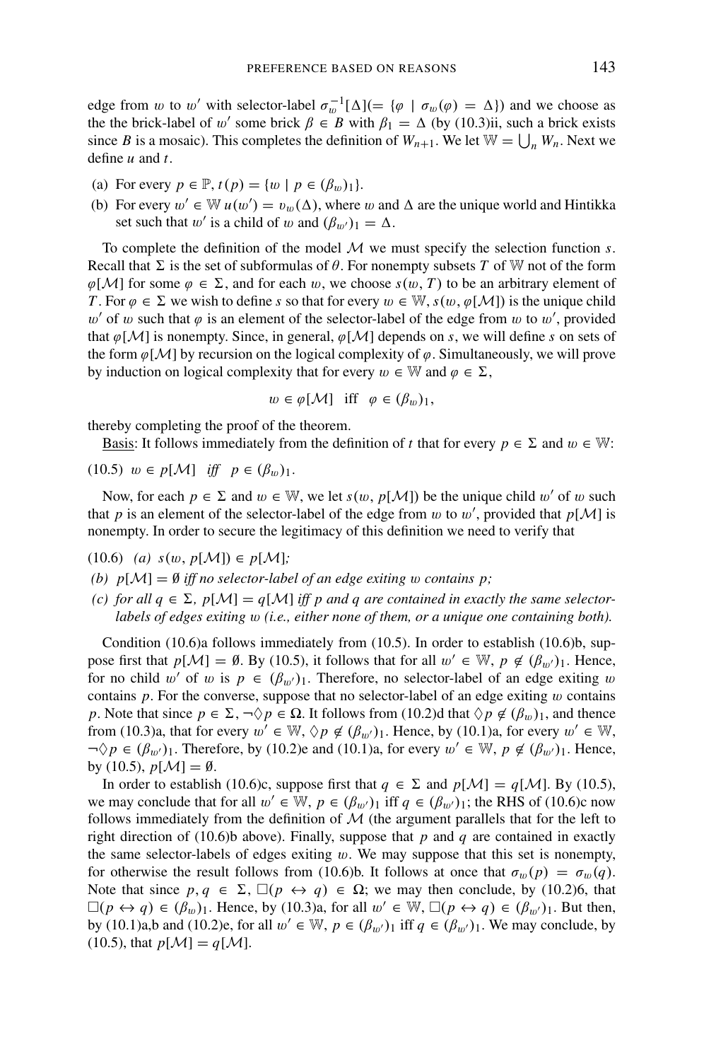edge from $w$ to $w'$ with selector-label $\sigma_w^{-1}[\Delta](= \{\varphi \mid \sigma_w(\varphi) = \Delta\})$ and we choose as the the brick-label of $w'$ some brick $\beta \in B$ with $\beta_1 = \Delta$ (by (10.3)ii, such a brick exists since $B$ is a mosaic). This completes the definition of $W_{n+1}$. We let $\mathbb{W} = \bigcup_n W_n$. Next we define $u$ and $t$.

(a) For every $p \in \mathbb{P}$, $t(p) = \{w \mid p \in (\beta_w)_1\}$.

(b) For every $w' \in \mathbb{W}$ $u(w') = v_w(\Delta)$, where $w$ and $\Delta$ are the unique world and Hintikka set such that $w'$ is a child of $w$ and $(\beta_{w'})_1 = \Delta$.

To complete the definition of the model $\mathcal{M}$ we must specify the selection function $s$. Recall that $\Sigma$ is the set of subformulas of $\theta$. For nonempty subsets $T$ of $\mathbb{W}$ not of the form $\varphi[\mathcal{M}]$ for some $\varphi \in \Sigma$, and for each $w$, we choose $s(w, T)$ to be an arbitrary element of $T$. For $\varphi \in \Sigma$ we wish to define $s$ so that for every $w \in \mathbb{W}$, $s(w, \varphi[\mathcal{M}])$ is the unique child $w'$ of $w$ such that $\varphi$ is an element of the selector-label of the edge from $w$ to $w'$, provided that $\varphi[\mathcal{M}]$ is nonempty. Since, in general, $\varphi[\mathcal{M}]$ depends on $s$, we will define $s$ on sets of the form $\varphi[\mathcal{M}]$ by recursion on the logical complexity of $\varphi$. Simultaneously, we will prove by induction on logical complexity that for every $w \in \mathbb{W}$ and $\varphi \in \Sigma$,

$$w \in \varphi[\mathcal{M}] \quad \text{iff} \quad \varphi \in (\beta_w)_1,$$

thereby completing the proof of the theorem.

Basis: It follows immediately from the definition of $t$ that for every $p \in \Sigma$ and $w \in \mathbb{W}$:

(10.5) $w \in p[\mathcal{M}]$ *iff* $p \in (\beta_w)_1$.

Now, for each $p \in \Sigma$ and $w \in \mathbb{W}$, we let $s(w, p[\mathcal{M}])$ be the unique child $w'$ of $w$ such that $p$ is an element of the selector-label of the edge from $w$ to $w'$, provided that $p[\mathcal{M}]$ is nonempty. In order to secure the legitimacy of this definition we need to verify that

(10.6) *(a)* $s(w, p[\mathcal{M}]) \in p[\mathcal{M}]$;

*(b)* $p[\mathcal{M}] = \emptyset$ *iff no selector-label of an edge exiting* $w$ *contains* $p$;

*(c) for all* $q \in \Sigma$, $p[\mathcal{M}] = q[\mathcal{M}]$ *iff* $p$ *and* $q$ *are contained in exactly the same selector-labels of edges exiting* $w$ *(i.e., either none of them, or a unique one containing both).*

Condition (10.6)a follows immediately from (10.5). In order to establish (10.6)b, suppose first that $p[\mathcal{M}] = \emptyset$. By (10.5), it follows that for all $w' \in \mathbb{W}$, $p \notin (\beta_{w'})_1$. Hence, for no child $w'$ of $w$ is $p \in (\beta_{w'})_1$. Therefore, no selector-label of an edge exiting $w$ contains $p$. For the converse, suppose that no selector-label of an edge exiting $w$ contains $p$. Note that since $p \in \Sigma$, $\neg\Diamond p \in \Omega$. It follows from (10.2)d that $\Diamond p \notin (\beta_w)_1$, and thence from (10.3)a, that for every $w' \in \mathbb{W}$, $\Diamond p \notin (\beta_{w'})_1$. Hence, by (10.1)a, for every $w' \in \mathbb{W}$, $\neg\Diamond p \in (\beta_{w'})_1$. Therefore, by (10.2)e and (10.1)a, for every $w' \in \mathbb{W}$, $p \notin (\beta_{w'})_1$. Hence, by (10.5), $p[\mathcal{M}] = \emptyset$.

In order to establish (10.6)c, suppose first that $q \in \Sigma$ and $p[\mathcal{M}] = q[\mathcal{M}]$. By (10.5), we may conclude that for all $w' \in \mathbb{W}$, $p \in (\beta_{w'})_1$ iff $q \in (\beta_{w'})_1$; the RHS of (10.6)c now follows immediately from the definition of $\mathcal{M}$ (the argument parallels that for the left to right direction of (10.6)b above). Finally, suppose that $p$ and $q$ are contained in exactly the same selector-labels of edges exiting $w$. We may suppose that this set is nonempty, for otherwise the result follows from (10.6)b. It follows at once that $\sigma_w(p) = \sigma_w(q)$. Note that since $p, q \in \Sigma$, $\Box(p \leftrightarrow q) \in \Omega$; we may then conclude, by (10.2)6, that $\Box(p \leftrightarrow q) \in (\beta_w)_1$. Hence, by (10.3)a, for all $w' \in \mathbb{W}$, $\Box(p \leftrightarrow q) \in (\beta_{w'})_1$. But then, by (10.1)a,b and (10.2)e, for all $w' \in \mathbb{W}$, $p \in (\beta_{w'})_1$ iff $q \in (\beta_{w'})_1$. We may conclude, by (10.5), that $p[\mathcal{M}] = q[\mathcal{M}]$.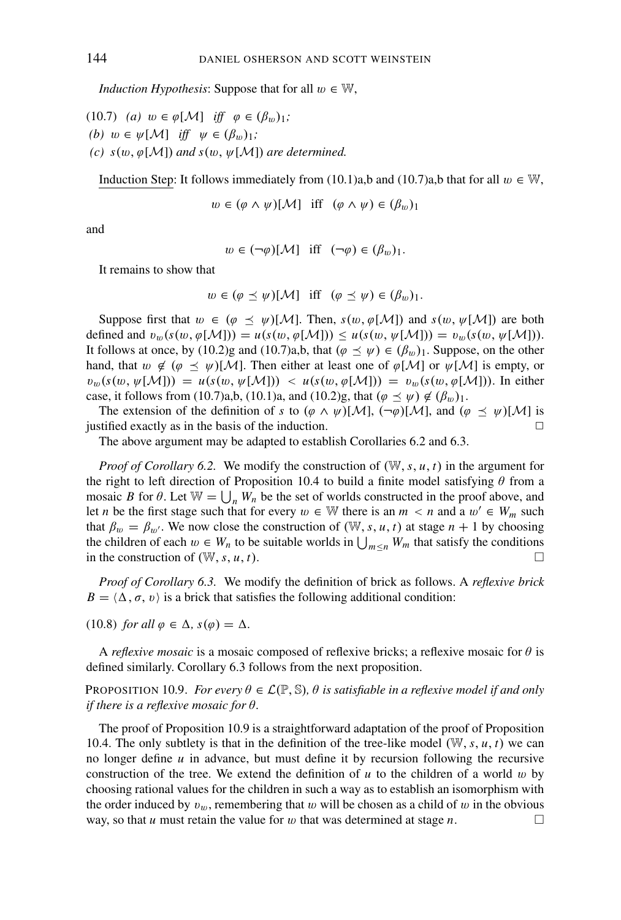*Induction Hypothesis*: Suppose that for all $w \in \mathbb{W}$,

(10.7) *(a)* $w \in \varphi[\mathcal{M}]$ *iff* $\varphi \in (\beta_w)_1$*;*
*(b)* $w \in \psi[\mathcal{M}]$ *iff* $\psi \in (\beta_w)_1$*;*
*(c)* $s(w, \varphi[\mathcal{M}])$ *and* $s(w, \psi[\mathcal{M}])$ *are determined.*

Induction Step: It follows immediately from (10.1)a,b and (10.7)a,b that for all $w \in \mathbb{W}$,

$$w \in (\varphi \wedge \psi)[\mathcal{M}] \text{ iff } (\varphi \wedge \psi) \in (\beta_w)_1$$

and

$$w \in (\neg\varphi)[\mathcal{M}] \text{ iff } (\neg\varphi) \in (\beta_w)_1.$$

It remains to show that

$$w \in (\varphi \preceq \psi)[\mathcal{M}] \text{ iff } (\varphi \preceq \psi) \in (\beta_w)_1.$$

Suppose first that $w \in (\varphi \preceq \psi)[\mathcal{M}]$. Then, $s(w, \varphi[\mathcal{M}])$ and $s(w, \psi[\mathcal{M}])$ are both defined and $v_w(s(w, \varphi[\mathcal{M}])) = u(s(w, \varphi[\mathcal{M}])) \leq u(s(w, \psi[\mathcal{M}])) = v_w(s(w, \psi[\mathcal{M}]))$. It follows at once, by (10.2)g and (10.7)a,b, that $(\varphi \preceq \psi) \in (\beta_w)_1$. Suppose, on the other hand, that $w \notin (\varphi \preceq \psi)[\mathcal{M}]$. Then either at least one of $\varphi[\mathcal{M}]$ or $\psi[\mathcal{M}]$ is empty, or $v_w(s(w, \psi[\mathcal{M}])) < u(s(w, \varphi[\mathcal{M}])) = v_w(s(w, \varphi[\mathcal{M}]))$. In either case, it follows from (10.7)a,b, (10.1)a, and (10.2)g, that $(\varphi \preceq \psi) \notin (\beta_w)_1$.

The extension of the definition of $s$ to $(\varphi \wedge \psi)[\mathcal{M}]$, $(\neg\varphi)[\mathcal{M}]$, and $(\varphi \preceq \psi)[\mathcal{M}]$ is justified exactly as in the basis of the induction. □

The above argument may be adapted to establish Corollaries 6.2 and 6.3.

*Proof of Corollary 6.2.* We modify the construction of $(\mathbb{W}, s, u, t)$ in the argument for the right to left direction of Proposition 10.4 to build a finite model satisfying $\theta$ from a mosaic $B$ for $\theta$. Let $\mathbb{W} = \bigcup_n W_n$ be the set of worlds constructed in the proof above, and let $n$ be the first stage such that for every $w \in \mathbb{W}$ there is an $m < n$ and a $w' \in W_m$ such that $\beta_w = \beta_{w'}$. We now close the construction of $(\mathbb{W}, s, u, t)$ at stage $n + 1$ by choosing the children of each $w \in W_n$ to be suitable worlds in $\bigcup_{m \leq n} W_m$ that satisfy the conditions in the construction of $(\mathbb{W}, s, u, t)$. □

*Proof of Corollary 6.3.* We modify the definition of brick as follows. A *reflexive brick* $B = \langle \Delta, \sigma, v \rangle$ is a brick that satisfies the following additional condition:

(10.8) *for all* $\varphi \in \Delta$*,* $s(\varphi) = \Delta$*.*

A *reflexive mosaic* is a mosaic composed of reflexive bricks; a reflexive mosaic for $\theta$ is defined similarly. Corollary 6.3 follows from the next proposition.

PROPOSITION 10.9. *For every* $\theta \in \mathcal{L}(\mathbb{P}, \mathbb{S})$*,* $\theta$ *is satisfiable in a reflexive model if and only if there is a reflexive mosaic for* $\theta$*.*

The proof of Proposition 10.9 is a straightforward adaptation of the proof of Proposition 10.4. The only subtlety is that in the definition of the tree-like model $(\mathbb{W}, s, u, t)$ we can no longer define $u$ in advance, but must define it by recursion following the recursive construction of the tree. We extend the definition of $u$ to the children of a world $w$ by choosing rational values for the children in such a way as to establish an isomorphism with the order induced by $v_w$, remembering that $w$ will be chosen as a child of $w$ in the obvious way, so that $u$ must retain the value for $w$ that was determined at stage $n$. □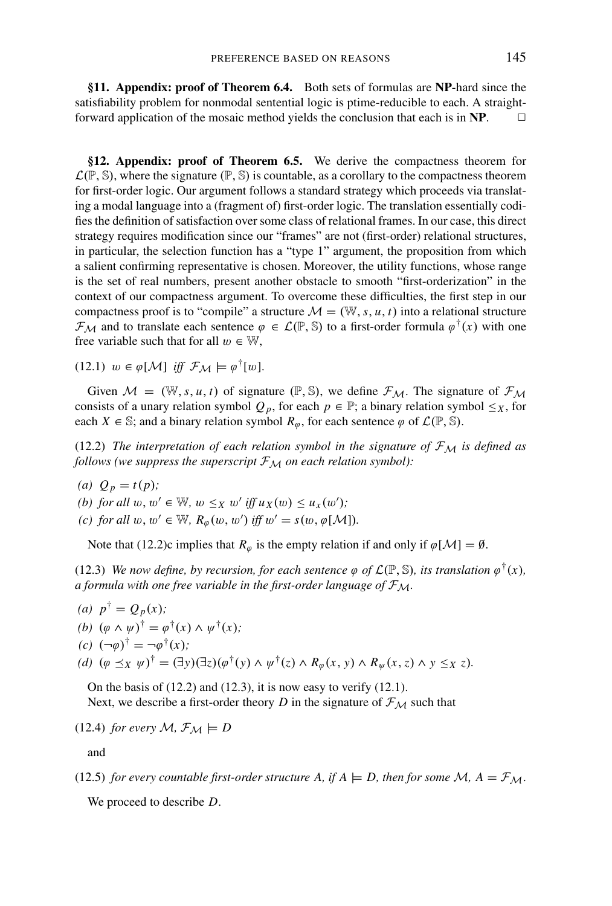**§11. Appendix: proof of Theorem 6.4.** Both sets of formulas are **NP**-hard since the satisfiability problem for nonmodal sentential logic is ptime-reducible to each. A straightforward application of the mosaic method yields the conclusion that each is in **NP**. □

**§12. Appendix: proof of Theorem 6.5.** We derive the compactness theorem for $\mathcal{L}(\mathbb{P}, \mathbb{S})$, where the signature $(\mathbb{P}, \mathbb{S})$ is countable, as a corollary to the compactness theorem for first-order logic. Our argument follows a standard strategy which proceeds via translating a modal language into a (fragment of) first-order logic. The translation essentially codifies the definition of satisfaction over some class of relational frames. In our case, this direct strategy requires modification since our "frames" are not (first-order) relational structures, in particular, the selection function has a "type 1" argument, the proposition from which a salient confirming representative is chosen. Moreover, the utility functions, whose range is the set of real numbers, present another obstacle to smooth "first-orderization" in the context of our compactness argument. To overcome these difficulties, the first step in our compactness proof is to "compile" a structure $\mathcal{M} = (\mathbb{W}, s, u, t)$ into a relational structure $\mathcal{F}_{\mathcal{M}}$ and to translate each sentence $\varphi \in \mathcal{L}(\mathbb{P}, \mathbb{S})$ to a first-order formula $\varphi^{\dagger}(x)$ with one free variable such that for all $w \in \mathbb{W}$,

(12.1) $w \in \varphi[\mathcal{M}]$ *iff* $\mathcal{F}_{\mathcal{M}} \models \varphi^{\dagger}[w]$.

Given $\mathcal{M} = (\mathbb{W}, s, u, t)$ of signature $(\mathbb{P}, \mathbb{S})$, we define $\mathcal{F}_{\mathcal{M}}$. The signature of $\mathcal{F}_{\mathcal{M}}$ consists of a unary relation symbol $Q_p$, for each $p \in \mathbb{P}$; a binary relation symbol $\leq_X$, for each $X \in \mathbb{S}$; and a binary relation symbol $R_{\varphi}$, for each sentence $\varphi$ of $\mathcal{L}(\mathbb{P}, \mathbb{S})$.

(12.2) *The interpretation of each relation symbol in the signature of $\mathcal{F}_{\mathcal{M}}$ is defined as follows (we suppress the superscript $\mathcal{F}_{\mathcal{M}}$ on each relation symbol):*

*(a)* $Q_p = t(p)$;

*(b) for all* $w, w' \in \mathbb{W}$, $w \leq_X w'$ *iff* $u_X(w) \leq u_x(w')$;

*(c) for all* $w, w' \in \mathbb{W}$, $R_{\varphi}(w, w')$ *iff* $w' = s(w, \varphi[\mathcal{M}])$.

Note that (12.2)c implies that $R_{\varphi}$ is the empty relation if and only if $\varphi[\mathcal{M}] = \emptyset$.

(12.3) *We now define, by recursion, for each sentence $\varphi$ of $\mathcal{L}(\mathbb{P}, \mathbb{S})$, its translation $\varphi^{\dagger}(x)$, a formula with one free variable in the first-order language of $\mathcal{F}_{\mathcal{M}}$.*

*(a)* $p^{\dagger} = Q_p(x)$;

*(b)* $(\varphi \wedge \psi)^{\dagger} = \varphi^{\dagger}(x) \wedge \psi^{\dagger}(x)$;

*(c)* $(\neg\varphi)^{\dagger} = \neg\varphi^{\dagger}(x)$;

*(d)* $(\varphi \preceq_X \psi)^{\dagger} = (\exists y)(\exists z)(\varphi^{\dagger}(y) \wedge \psi^{\dagger}(z) \wedge R_{\varphi}(x, y) \wedge R_{\psi}(x, z) \wedge y \leq_X z)$.

On the basis of (12.2) and (12.3), it is now easy to verify (12.1).

Next, we describe a first-order theory $D$ in the signature of $\mathcal{F}_{\mathcal{M}}$ such that

(12.4) *for every* $\mathcal{M}$, $\mathcal{F}_{\mathcal{M}} \models D$

and

(12.5) *for every countable first-order structure* $A$, *if* $A \models D$, *then for some* $\mathcal{M}$, $A = \mathcal{F}_{\mathcal{M}}$.

We proceed to describe $D$.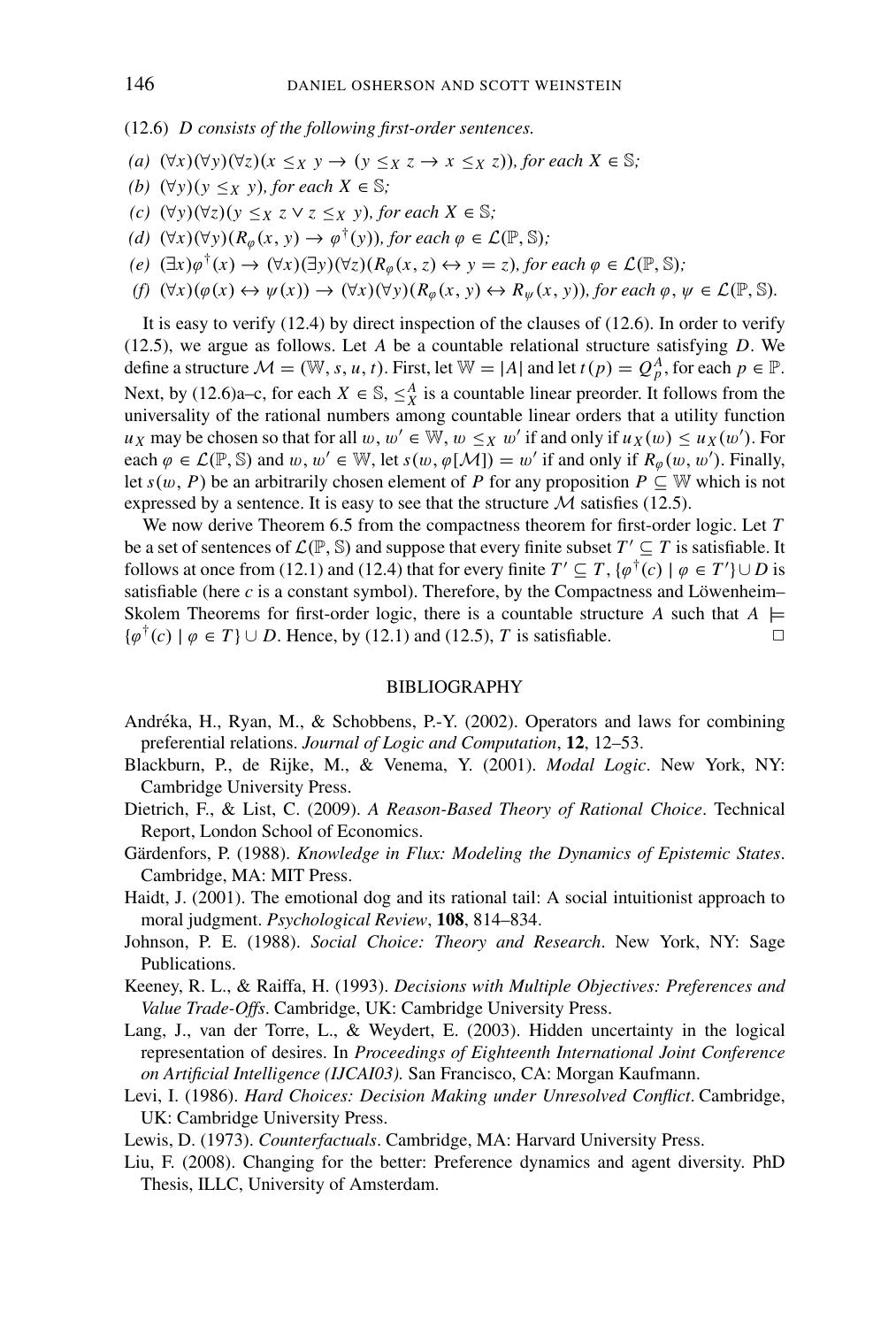(12.6) *D consists of the following first-order sentences.*

*(a)* $(\forall x)(\forall y)(\forall z)(x \leq_X y \rightarrow (y \leq_X z \rightarrow x \leq_X z))$*, for each* $X \in \mathbb{S}$*;*

*(b)* $(\forall y)(y \leq_X y)$*, for each* $X \in \mathbb{S}$*;*

*(c)* $(\forall y)(\forall z)(y \leq_X z \vee z \leq_X y)$*, for each* $X \in \mathbb{S}$*;*

*(d)* $(\forall x)(\forall y)(R_\varphi(x, y) \rightarrow \varphi^\dagger(y))$*, for each* $\varphi \in \mathcal{L}(\mathbb{P}, \mathbb{S})$*;*

*(e)* $(\exists x)\varphi^\dagger(x) \rightarrow (\forall x)(\exists y)(\forall z)(R_\varphi(x, z) \leftrightarrow y = z)$*, for each* $\varphi \in \mathcal{L}(\mathbb{P}, \mathbb{S})$*;*

*(f)* $(\forall x)(\varphi(x) \leftrightarrow \psi(x)) \rightarrow (\forall x)(\forall y)(R_\varphi(x, y) \leftrightarrow R_\psi(x, y))$*, for each* $\varphi, \psi \in \mathcal{L}(\mathbb{P}, \mathbb{S})$*.*

It is easy to verify (12.4) by direct inspection of the clauses of (12.6). In order to verify (12.5), we argue as follows. Let $A$ be a countable relational structure satisfying $D$. We define a structure $\mathcal{M} = (\mathbb{W}, s, u, t)$. First, let $\mathbb{W} = |A|$ and let $t(p) = Q_p^A$, for each $p \in \mathbb{P}$. Next, by (12.6)a–c, for each $X \in \mathbb{S}$, $\leq_X^A$ is a countable linear preorder. It follows from the universality of the rational numbers among countable linear orders that a utility function $u_X$ may be chosen so that for all $w, w' \in \mathbb{W}$, $w \leq_X w'$ if and only if $u_X(w) \leq u_X(w')$. For each $\varphi \in \mathcal{L}(\mathbb{P}, \mathbb{S})$ and $w, w' \in \mathbb{W}$, let $s(w, \varphi[\mathcal{M}]) = w'$ if and only if $R_\varphi(w, w')$. Finally, let $s(w, P)$ be an arbitrarily chosen element of $P$ for any proposition $P \subseteq \mathbb{W}$ which is not expressed by a sentence. It is easy to see that the structure $\mathcal{M}$ satisfies (12.5).

We now derive Theorem 6.5 from the compactness theorem for first-order logic. Let $T$ be a set of sentences of $\mathcal{L}(\mathbb{P}, \mathbb{S})$ and suppose that every finite subset $T' \subseteq T$ is satisfiable. It follows at once from (12.1) and (12.4) that for every finite $T' \subseteq T$, $\{\varphi^\dagger(c) \mid \varphi \in T'\} \cup D$ is satisfiable (here $c$ is a constant symbol). Therefore, by the Compactness and Löwenheim–Skolem Theorems for first-order logic, there is a countable structure $A$ such that $A \models \{\varphi^\dagger(c) \mid \varphi \in T\} \cup D$. Hence, by (12.1) and (12.5), $T$ is satisfiable. □

## BIBLIOGRAPHY

Andréka, H., Ryan, M., & Schobbens, P.-Y. (2002). Operators and laws for combining preferential relations. *Journal of Logic and Computation*, **12**, 12–53.

Blackburn, P., de Rijke, M., & Venema, Y. (2001). *Modal Logic*. New York, NY: Cambridge University Press.

Dietrich, F., & List, C. (2009). *A Reason-Based Theory of Rational Choice*. Technical Report, London School of Economics.

Gärdenfors, P. (1988). *Knowledge in Flux: Modeling the Dynamics of Epistemic States*. Cambridge, MA: MIT Press.

Haidt, J. (2001). The emotional dog and its rational tail: A social intuitionist approach to moral judgment. *Psychological Review*, **108**, 814–834.

Johnson, P. E. (1988). *Social Choice: Theory and Research*. New York, NY: Sage Publications.

Keeney, R. L., & Raiffa, H. (1993). *Decisions with Multiple Objectives: Preferences and Value Trade-Offs*. Cambridge, UK: Cambridge University Press.

Lang, J., van der Torre, L., & Weydert, E. (2003). Hidden uncertainty in the logical representation of desires. In *Proceedings of Eighteenth International Joint Conference on Artificial Intelligence (IJCAI03).* San Francisco, CA: Morgan Kaufmann.

Levi, I. (1986). *Hard Choices: Decision Making under Unresolved Conflict*. Cambridge, UK: Cambridge University Press.

Lewis, D. (1973). *Counterfactuals*. Cambridge, MA: Harvard University Press.

Liu, F. (2008). Changing for the better: Preference dynamics and agent diversity. PhD Thesis, ILLC, University of Amsterdam.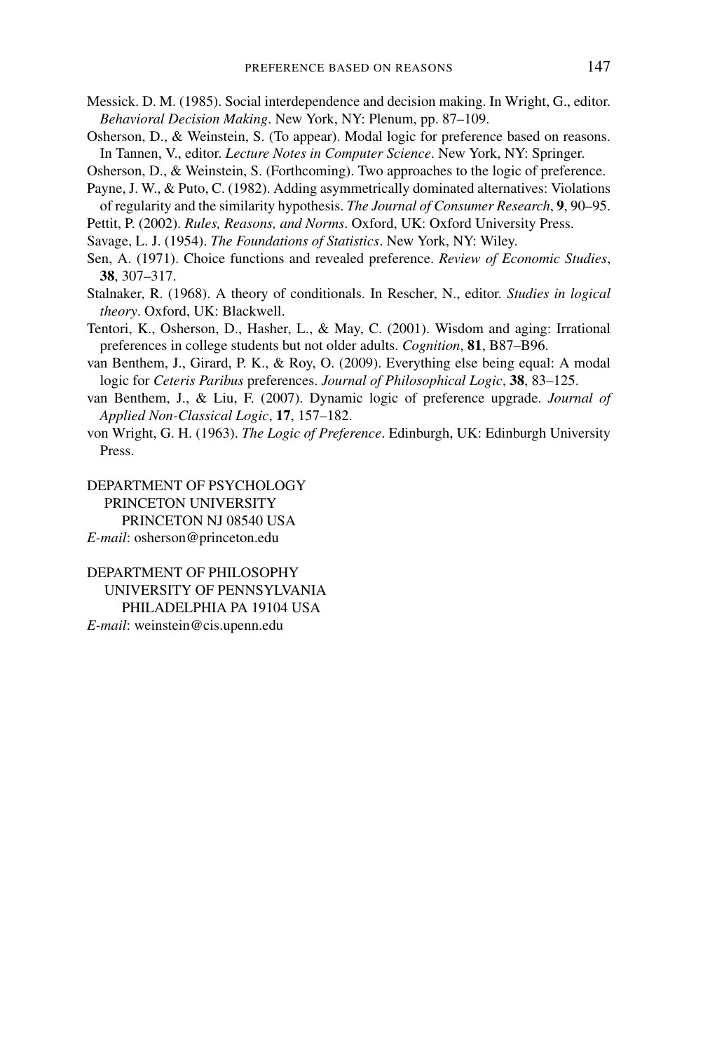Messick. D. M. (1985). Social interdependence and decision making. In Wright, G., editor. *Behavioral Decision Making*. New York, NY: Plenum, pp. 87–109.

Osherson, D., & Weinstein, S. (To appear). Modal logic for preference based on reasons. In Tannen, V., editor. *Lecture Notes in Computer Science*. New York, NY: Springer.

Osherson, D., & Weinstein, S. (Forthcoming). Two approaches to the logic of preference.

Payne, J. W., & Puto, C. (1982). Adding asymmetrically dominated alternatives: Violations of regularity and the similarity hypothesis. *The Journal of Consumer Research*, **9**, 90–95.

Pettit, P. (2002). *Rules, Reasons, and Norms*. Oxford, UK: Oxford University Press.

Savage, L. J. (1954). *The Foundations of Statistics*. New York, NY: Wiley.

Sen, A. (1971). Choice functions and revealed preference. *Review of Economic Studies*, **38**, 307–317.

Stalnaker, R. (1968). A theory of conditionals. In Rescher, N., editor. *Studies in logical theory*. Oxford, UK: Blackwell.

Tentori, K., Osherson, D., Hasher, L., & May, C. (2001). Wisdom and aging: Irrational preferences in college students but not older adults. *Cognition*, **81**, B87–B96.

van Benthem, J., Girard, P. K., & Roy, O. (2009). Everything else being equal: A modal logic for *Ceteris Paribus* preferences. *Journal of Philosophical Logic*, **38**, 83–125.

van Benthem, J., & Liu, F. (2007). Dynamic logic of preference upgrade. *Journal of Applied Non-Classical Logic*, **17**, 157–182.

von Wright, G. H. (1963). *The Logic of Preference*. Edinburgh, UK: Edinburgh University Press.

DEPARTMENT OF PSYCHOLOGY
PRINCETON UNIVERSITY
PRINCETON NJ 08540 USA
*E-mail*: osherson@princeton.edu

DEPARTMENT OF PHILOSOPHY
UNIVERSITY OF PENNSYLVANIA
PHILADELPHIA PA 19104 USA
*E-mail*: weinstein@cis.upenn.edu